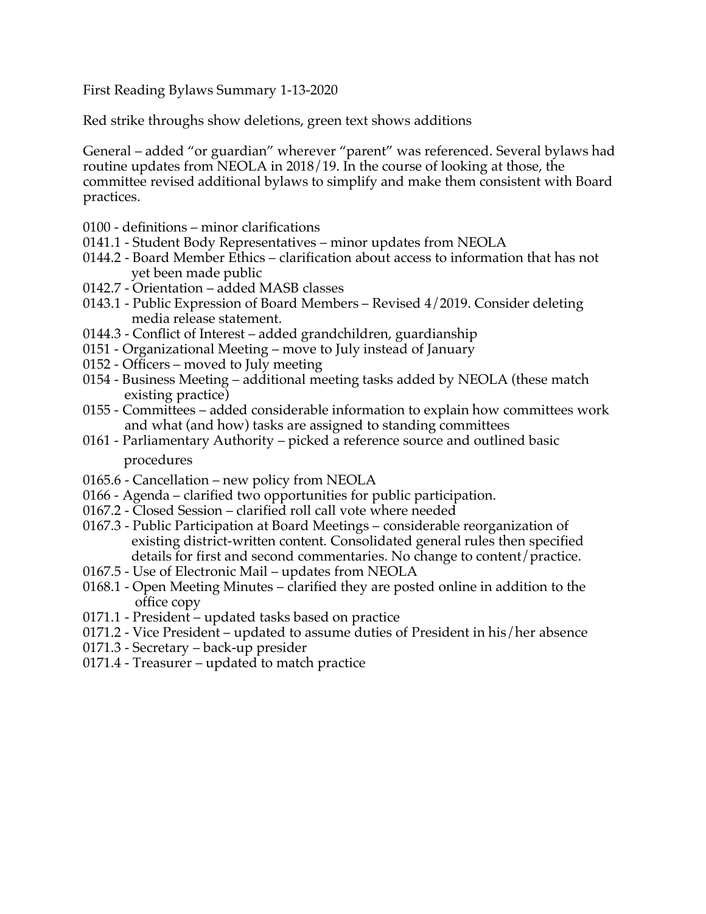First Reading Bylaws Summary 1-13-2020

Red strike throughs show deletions, green text shows additions

General – added "or guardian" wherever "parent" was referenced. Several bylaws had routine updates from NEOLA in 2018/19. In the course of looking at those, the committee revised additional bylaws to simplify and make them consistent with Board practices.

- 0100 - definitions – minor clarifications
- 0141.1 - Student Body Representatives – minor updates from NEOLA
- 0144.2 - Board Member Ethics – clarification about access to information that has not yet been made public
- 0142.7 - Orientation – added MASB classes
- 0143.1 - Public Expression of Board Members – Revised 4/2019. Consider deleting media release statement.
- 0144.3 - Conflict of Interest – added grandchildren, guardianship
- 0151 - Organizational Meeting – move to July instead of January
- 0152 - Officers – moved to July meeting
- 0154 - Business Meeting – additional meeting tasks added by NEOLA (these match existing practice)
- 0155 - Committees – added considerable information to explain how committees work and what (and how) tasks are assigned to standing committees
- 0161 - Parliamentary Authority – picked a reference source and outlined basic procedures
- 0165.6 - Cancellation – new policy from NEOLA
- 0166 - Agenda – clarified two opportunities for public participation.
- 0167.2 - Closed Session – clarified roll call vote where needed
- 0167.3 - Public Participation at Board Meetings – considerable reorganization of existing district-written content. Consolidated general rules then specified details for first and second commentaries. No change to content/practice.
- 0167.5 - Use of Electronic Mail – updates from NEOLA
- 0168.1 - Open Meeting Minutes – clarified they are posted online in addition to the office copy
- 0171.1 - President – updated tasks based on practice
- 0171.2 - Vice President – updated to assume duties of President in his/her absence
- 0171.3 - Secretary – back-up presider
- 0171.4 - Treasurer – updated to match practice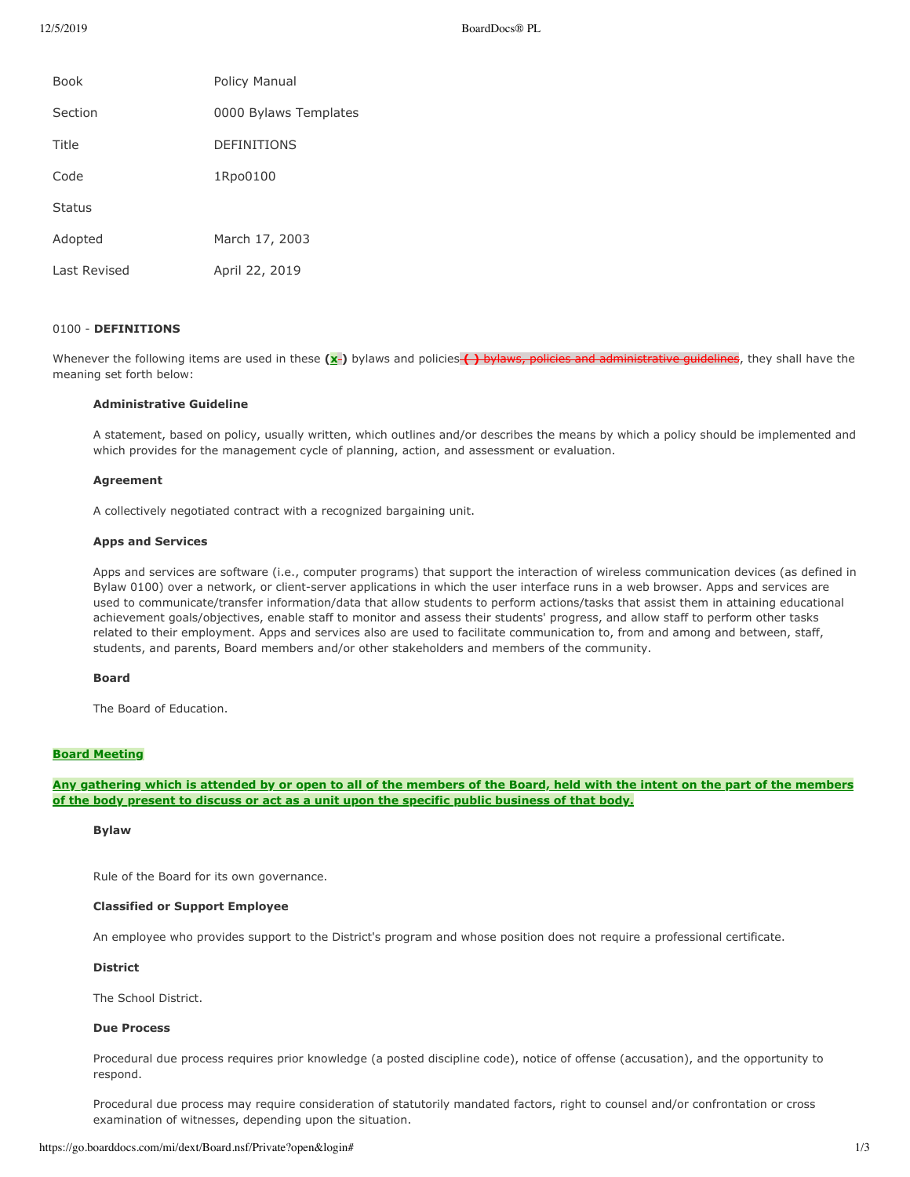| | |
|---|---|
| Book | Policy Manual |
| Section | 0000 Bylaws Templates |
| Title | DEFINITIONS |
| Code | 1Rpo0100 |
| Status | |
| Adopted | March 17, 2003 |
| Last Revised | April 22, 2019 |

0100 - **DEFINITIONS**

Whenever the following items are used in these **(x)** bylaws and policies ~~( ) bylaws, policies and administrative guidelines~~, they shall have the meaning set forth below:

**Administrative Guideline**

A statement, based on policy, usually written, which outlines and/or describes the means by which a policy should be implemented and which provides for the management cycle of planning, action, and assessment or evaluation.

**Agreement**

A collectively negotiated contract with a recognized bargaining unit.

**Apps and Services**

Apps and services are software (i.e., computer programs) that support the interaction of wireless communication devices (as defined in Bylaw 0100) over a network, or client-server applications in which the user interface runs in a web browser. Apps and services are used to communicate/transfer information/data that allow students to perform actions/tasks that assist them in attaining educational achievement goals/objectives, enable staff to monitor and assess their students' progress, and allow staff to perform other tasks related to their employment. Apps and services also are used to facilitate communication to, from and among and between, staff, students, and parents, Board members and/or other stakeholders and members of the community.

**Board**

The Board of Education.

**Board Meeting**

**Any gathering which is attended by or open to all of the members of the Board, held with the intent on the part of the members of the body present to discuss or act as a unit upon the specific public business of that body.**

**Bylaw**

Rule of the Board for its own governance.

**Classified or Support Employee**

An employee who provides support to the District's program and whose position does not require a professional certificate.

**District**

The School District.

**Due Process**

Procedural due process requires prior knowledge (a posted discipline code), notice of offense (accusation), and the opportunity to respond.

Procedural due process may require consideration of statutorily mandated factors, right to counsel and/or confrontation or cross examination of witnesses, depending upon the situation.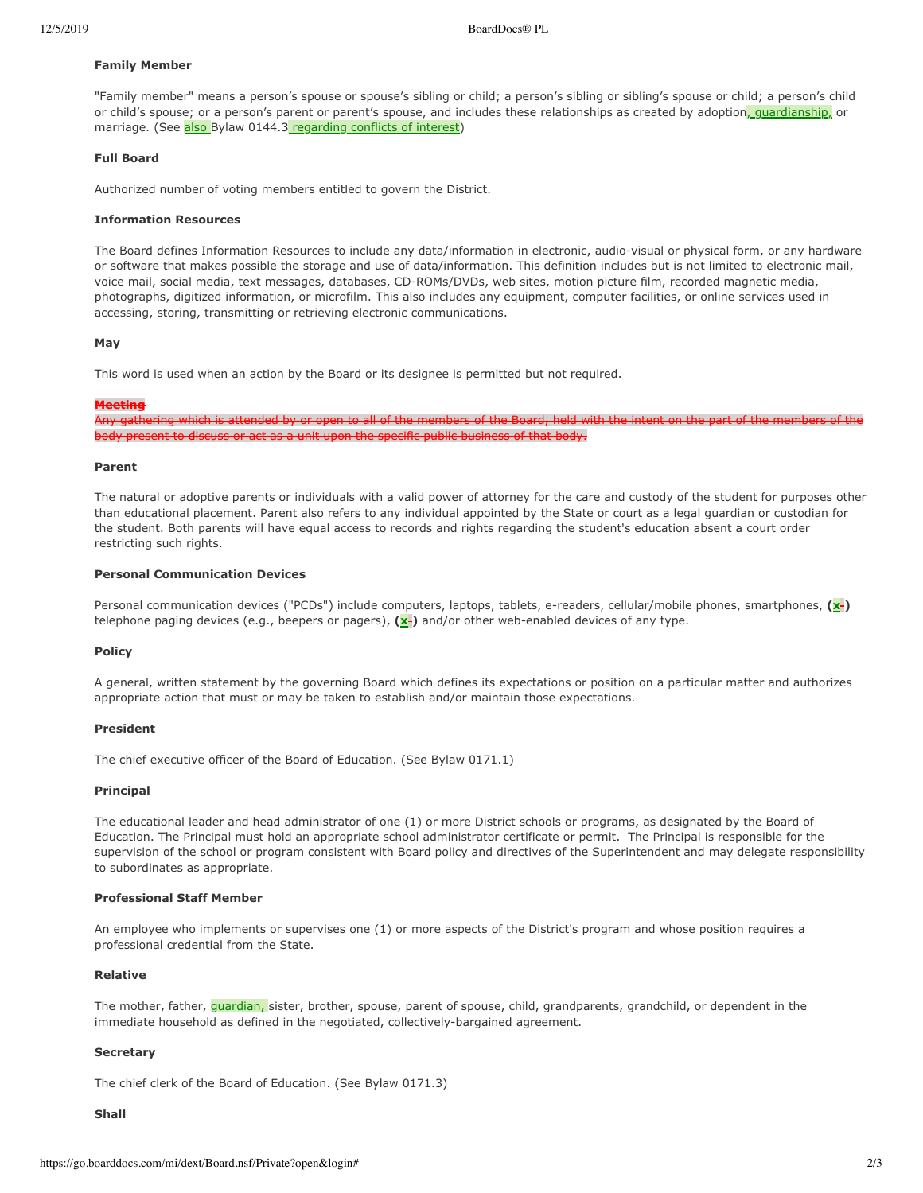**Family Member**

"Family member" means a person's spouse or spouse's sibling or child; a person's sibling or sibling's spouse or child; a person's child or child's spouse; or a person's parent or parent's spouse, and includes these relationships as created by adoption, guardianship, or marriage. (See also Bylaw 0144.3 regarding conflicts of interest)

**Full Board**

Authorized number of voting members entitled to govern the District.

**Information Resources**

The Board defines Information Resources to include any data/information in electronic, audio-visual or physical form, or any hardware or software that makes possible the storage and use of data/information. This definition includes but is not limited to electronic mail, voice mail, social media, text messages, databases, CD-ROMs/DVDs, web sites, motion picture film, recorded magnetic media, photographs, digitized information, or microfilm. This also includes any equipment, computer facilities, or online services used in accessing, storing, transmitting or retrieving electronic communications.

**May**

This word is used when an action by the Board or its designee is permitted but not required.

~~**Meeting**~~
~~Any gathering which is attended by or open to all of the members of the Board, held with the intent on the part of the members of the body present to discuss or act as a unit upon the specific public business of that body.~~

**Parent**

The natural or adoptive parents or individuals with a valid power of attorney for the care and custody of the student for purposes other than educational placement. Parent also refers to any individual appointed by the State or court as a legal guardian or custodian for the student. Both parents will have equal access to records and rights regarding the student's education absent a court order restricting such rights.

**Personal Communication Devices**

Personal communication devices ("PCDs") include computers, laptops, tablets, e-readers, cellular/mobile phones, smartphones, **(x)** telephone paging devices (e.g., beepers or pagers), **(x)** and/or other web-enabled devices of any type.

**Policy**

A general, written statement by the governing Board which defines its expectations or position on a particular matter and authorizes appropriate action that must or may be taken to establish and/or maintain those expectations.

**President**

The chief executive officer of the Board of Education. (See Bylaw 0171.1)

**Principal**

The educational leader and head administrator of one (1) or more District schools or programs, as designated by the Board of Education. The Principal must hold an appropriate school administrator certificate or permit. The Principal is responsible for the supervision of the school or program consistent with Board policy and directives of the Superintendent and may delegate responsibility to subordinates as appropriate.

**Professional Staff Member**

An employee who implements or supervises one (1) or more aspects of the District's program and whose position requires a professional credential from the State.

**Relative**

The mother, father, guardian, sister, brother, spouse, parent of spouse, child, grandparents, grandchild, or dependent in the immediate household as defined in the negotiated, collectively-bargained agreement.

**Secretary**

The chief clerk of the Board of Education. (See Bylaw 0171.3)

**Shall**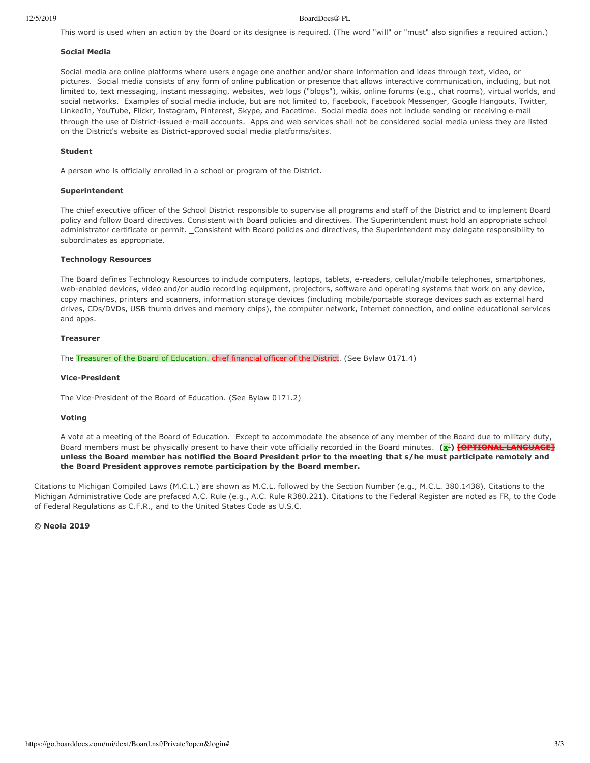This word is used when an action by the Board or its designee is required. (The word "will" or "must" also signifies a required action.)

**Social Media**

Social media are online platforms where users engage one another and/or share information and ideas through text, video, or pictures. Social media consists of any form of online publication or presence that allows interactive communication, including, but not limited to, text messaging, instant messaging, websites, web logs ("blogs"), wikis, online forums (e.g., chat rooms), virtual worlds, and social networks. Examples of social media include, but are not limited to, Facebook, Facebook Messenger, Google Hangouts, Twitter, LinkedIn, YouTube, Flickr, Instagram, Pinterest, Skype, and Facetime. Social media does not include sending or receiving e-mail through the use of District-issued e-mail accounts. Apps and web services shall not be considered social media unless they are listed on the District's website as District-approved social media platforms/sites.

**Student**

A person who is officially enrolled in a school or program of the District.

**Superintendent**

The chief executive officer of the School District responsible to supervise all programs and staff of the District and to implement Board policy and follow Board directives. Consistent with Board policies and directives. The Superintendent must hold an appropriate school administrator certificate or permit. _Consistent with Board policies and directives, the Superintendent may delegate responsibility to subordinates as appropriate.

**Technology Resources**

The Board defines Technology Resources to include computers, laptops, tablets, e-readers, cellular/mobile telephones, smartphones, web-enabled devices, video and/or audio recording equipment, projectors, software and operating systems that work on any device, copy machines, printers and scanners, information storage devices (including mobile/portable storage devices such as external hard drives, CDs/DVDs, USB thumb drives and memory chips), the computer network, Internet connection, and online educational services and apps.

**Treasurer**

The Treasurer of the Board of Education. ~~chief financial officer of the District~~. (See Bylaw 0171.4)

**Vice-President**

The Vice-President of the Board of Education. (See Bylaw 0171.2)

**Voting**

A vote at a meeting of the Board of Education. Except to accommodate the absence of any member of the Board due to military duty, Board members must be physically present to have their vote officially recorded in the Board minutes. **(x) ~~[OPTIONAL LANGUAGE]~~ unless the Board member has notified the Board President prior to the meeting that s/he must participate remotely and the Board President approves remote participation by the Board member.**

Citations to Michigan Compiled Laws (M.C.L.) are shown as M.C.L. followed by the Section Number (e.g., M.C.L. 380.1438). Citations to the Michigan Administrative Code are prefaced A.C. Rule (e.g., A.C. Rule R380.221). Citations to the Federal Register are noted as FR, to the Code of Federal Regulations as C.F.R., and to the United States Code as U.S.C.

**© Neola 2019**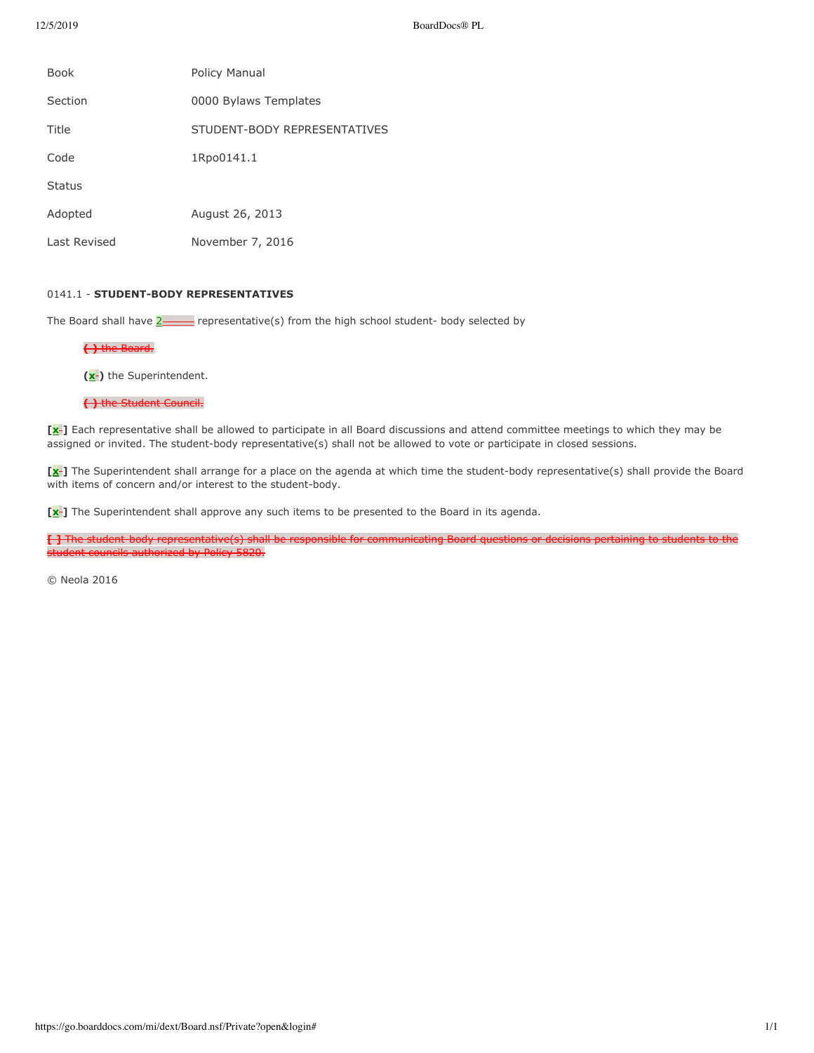| Book | Policy Manual |
| --- | --- |
| Section | 0000 Bylaws Templates |
| Title | STUDENT-BODY REPRESENTATIVES |
| Code | 1Rpo0141.1 |
| Status | |
| Adopted | August 26, 2013 |
| Last Revised | November 7, 2016 |

0141.1 - **STUDENT-BODY REPRESENTATIVES**

The Board shall have 2~~_____~~ representative(s) from the high school student- body selected by

~~( ) the Board.~~

**(x)** the Superintendent.

~~( ) the Student Council.~~

**[x]** Each representative shall be allowed to participate in all Board discussions and attend committee meetings to which they may be assigned or invited. The student-body representative(s) shall not be allowed to vote or participate in closed sessions.

**[x]** The Superintendent shall arrange for a place on the agenda at which time the student-body representative(s) shall provide the Board with items of concern and/or interest to the student-body.

**[x]** The Superintendent shall approve any such items to be presented to the Board in its agenda.

~~[ ] The student-body representative(s) shall be responsible for communicating Board questions or decisions pertaining to students to the student councils authorized by Policy 5820.~~

© Neola 2016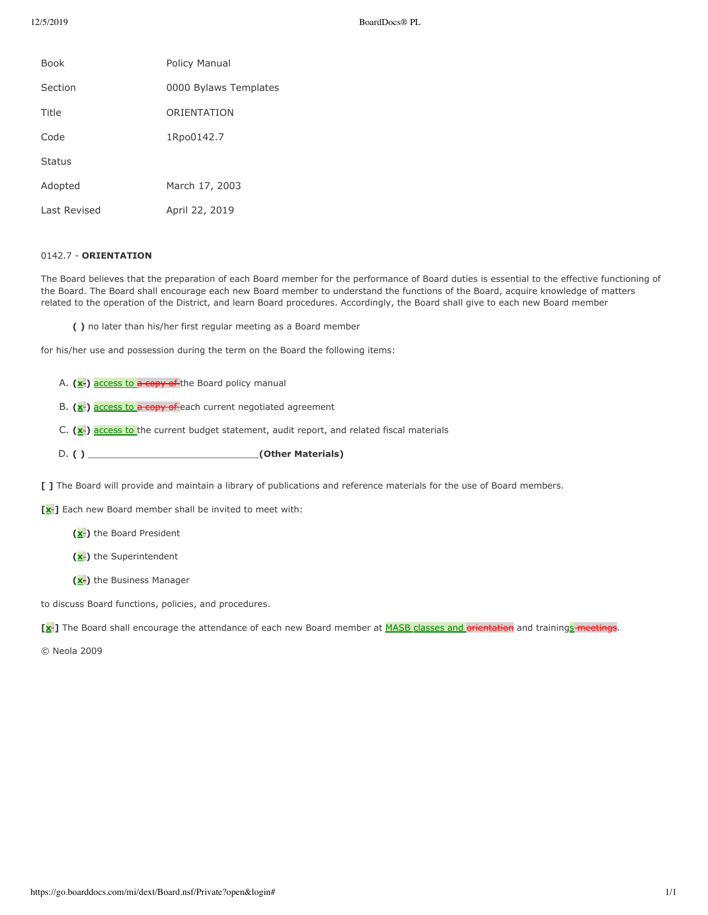| | |
|---|---|
| Book | Policy Manual |
| Section | 0000 Bylaws Templates |
| Title | ORIENTATION |
| Code | 1Rpo0142.7 |
| Status | |
| Adopted | March 17, 2003 |
| Last Revised | April 22, 2019 |

0142.7 - **ORIENTATION**

The Board believes that the preparation of each Board member for the performance of Board duties is essential to the effective functioning of the Board. The Board shall encourage each new Board member to understand the functions of the Board, acquire knowledge of matters related to the operation of the District, and learn Board procedures. Accordingly, the Board shall give to each new Board member

**( )** no later than his/her first regular meeting as a Board member

for his/her use and possession during the term on the Board the following items:

A. **(x-)** access to ~~a copy of~~ the Board policy manual

B. **(x-)** access to ~~a copy of~~ each current negotiated agreement

C. **(x-)** access to the current budget statement, audit report, and related fiscal materials

D. **( )** _______________________________**(Other Materials)**

**[ ]** The Board will provide and maintain a library of publications and reference materials for the use of Board members.

**[x-]** Each new Board member shall be invited to meet with:

**(x-)** the Board President

**(x-)** the Superintendent

**(x-)** the Business Manager

to discuss Board functions, policies, and procedures.

**[x-]** The Board shall encourage the attendance of each new Board member at MASB classes and ~~orientation~~ and trainings ~~meetings~~.

© Neola 2009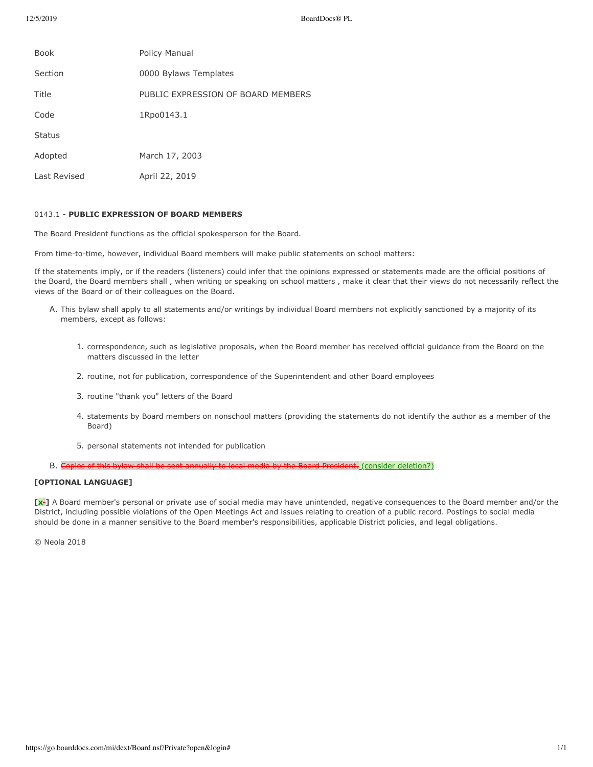| | |
|---|---|
| Book | Policy Manual |
| Section | 0000 Bylaws Templates |
| Title | PUBLIC EXPRESSION OF BOARD MEMBERS |
| Code | 1Rpo0143.1 |
| Status | |
| Adopted | March 17, 2003 |
| Last Revised | April 22, 2019 |

0143.1 - **PUBLIC EXPRESSION OF BOARD MEMBERS**

The Board President functions as the official spokesperson for the Board.

From time-to-time, however, individual Board members will make public statements on school matters:

If the statements imply, or if the readers (listeners) could infer that the opinions expressed or statements made are the official positions of the Board, the Board members shall , when writing or speaking on school matters , make it clear that their views do not necessarily reflect the views of the Board or of their colleagues on the Board.

A. This bylaw shall apply to all statements and/or writings by individual Board members not explicitly sanctioned by a majority of its members, except as follows:

   1. correspondence, such as legislative proposals, when the Board member has received official guidance from the Board on the matters discussed in the letter

   2. routine, not for publication, correspondence of the Superintendent and other Board employees

   3. routine "thank you" letters of the Board

   4. statements by Board members on nonschool matters (providing the statements do not identify the author as a member of the Board)

   5. personal statements not intended for publication

B. ~~Copies of this bylaw shall be sent annually to local media by the Board President.~~ (consider deletion?)

**[OPTIONAL LANGUAGE]**

**[x]** A Board member's personal or private use of social media may have unintended, negative consequences to the Board member and/or the District, including possible violations of the Open Meetings Act and issues relating to creation of a public record. Postings to social media should be done in a manner sensitive to the Board member's responsibilities, applicable District policies, and legal obligations.

© Neola 2018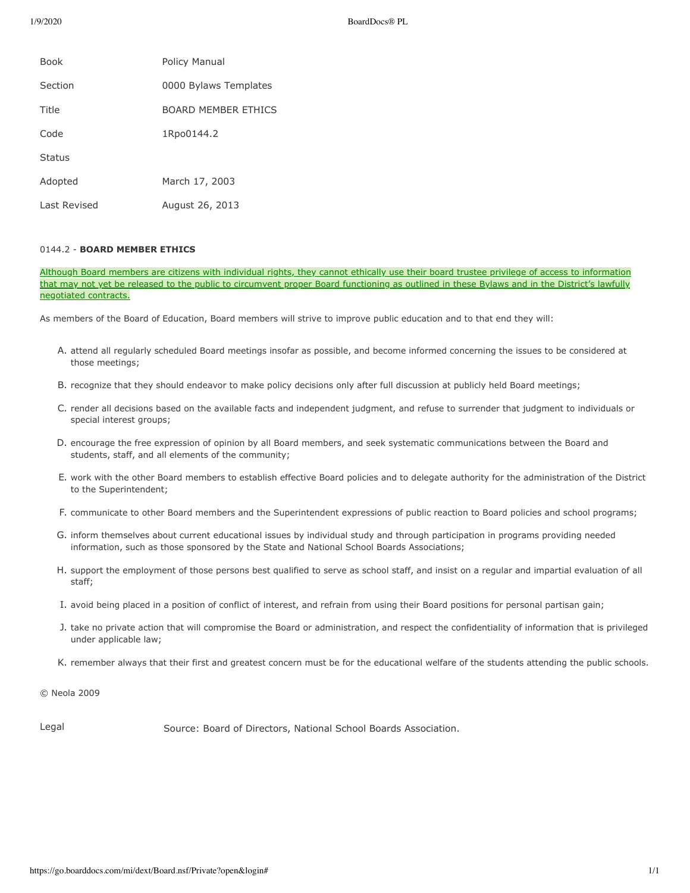| | |
|---|---|
| Book | Policy Manual |
| Section | 0000 Bylaws Templates |
| Title | BOARD MEMBER ETHICS |
| Code | 1Rpo0144.2 |
| Status | |
| Adopted | March 17, 2003 |
| Last Revised | August 26, 2013 |

0144.2 - **BOARD MEMBER ETHICS**

Although Board members are citizens with individual rights, they cannot ethically use their board trustee privilege of access to information that may not yet be released to the public to circumvent proper Board functioning as outlined in these Bylaws and in the District's lawfully negotiated contracts.

As members of the Board of Education, Board members will strive to improve public education and to that end they will:

A. attend all regularly scheduled Board meetings insofar as possible, and become informed concerning the issues to be considered at those meetings;

B. recognize that they should endeavor to make policy decisions only after full discussion at publicly held Board meetings;

C. render all decisions based on the available facts and independent judgment, and refuse to surrender that judgment to individuals or special interest groups;

D. encourage the free expression of opinion by all Board members, and seek systematic communications between the Board and students, staff, and all elements of the community;

E. work with the other Board members to establish effective Board policies and to delegate authority for the administration of the District to the Superintendent;

F. communicate to other Board members and the Superintendent expressions of public reaction to Board policies and school programs;

G. inform themselves about current educational issues by individual study and through participation in programs providing needed information, such as those sponsored by the State and National School Boards Associations;

H. support the employment of those persons best qualified to serve as school staff, and insist on a regular and impartial evaluation of all staff;

I. avoid being placed in a position of conflict of interest, and refrain from using their Board positions for personal partisan gain;

J. take no private action that will compromise the Board or administration, and respect the confidentiality of information that is privileged under applicable law;

K. remember always that their first and greatest concern must be for the educational welfare of the students attending the public schools.

© Neola 2009

Legal — Source: Board of Directors, National School Boards Association.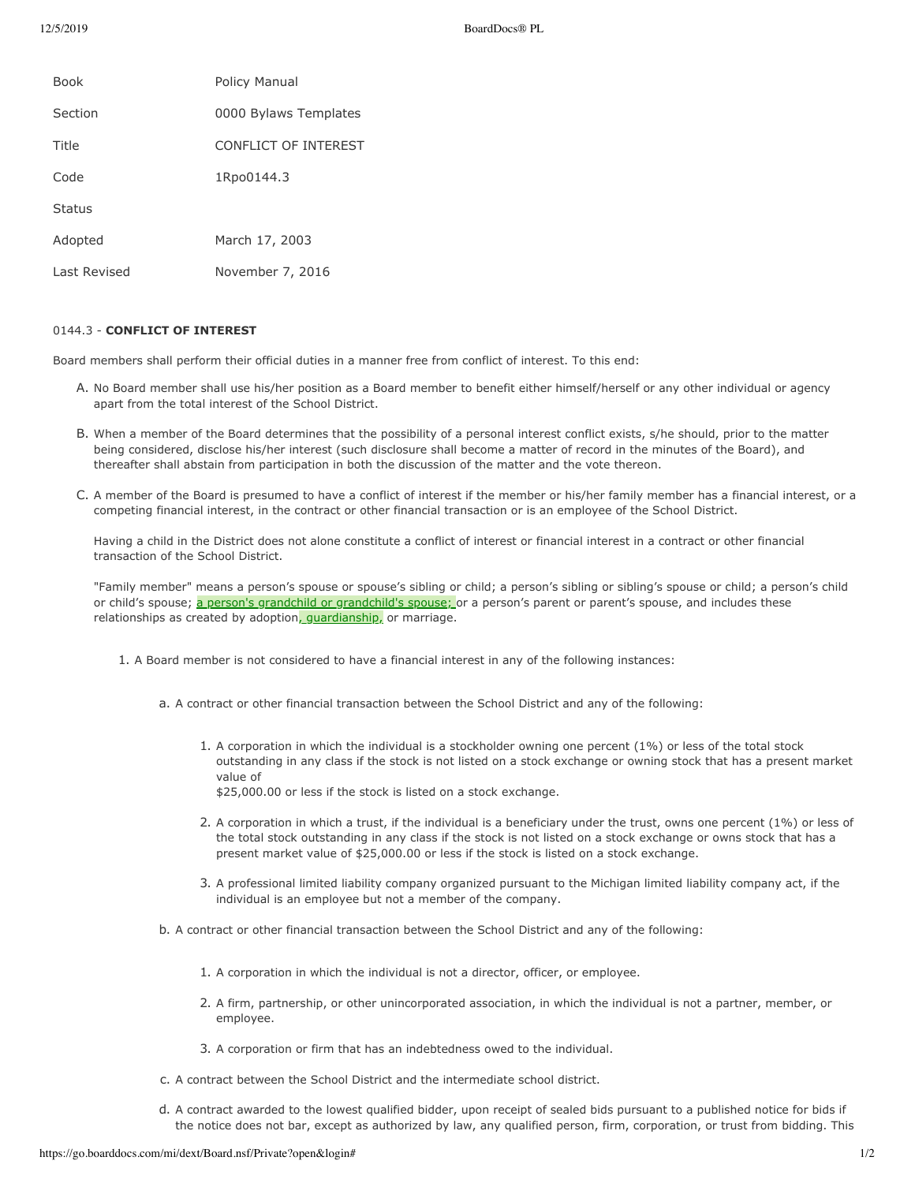| Book | Policy Manual |
| --- | --- |
| Section | 0000 Bylaws Templates |
| Title | CONFLICT OF INTEREST |
| Code | 1Rpo0144.3 |
| Status | |
| Adopted | March 17, 2003 |
| Last Revised | November 7, 2016 |

0144.3 - **CONFLICT OF INTEREST**

Board members shall perform their official duties in a manner free from conflict of interest. To this end:

A. No Board member shall use his/her position as a Board member to benefit either himself/herself or any other individual or agency apart from the total interest of the School District.

B. When a member of the Board determines that the possibility of a personal interest conflict exists, s/he should, prior to the matter being considered, disclose his/her interest (such disclosure shall become a matter of record in the minutes of the Board), and thereafter shall abstain from participation in both the discussion of the matter and the vote thereon.

C. A member of the Board is presumed to have a conflict of interest if the member or his/her family member has a financial interest, or a competing financial interest, in the contract or other financial transaction or is an employee of the School District.

   Having a child in the District does not alone constitute a conflict of interest or financial interest in a contract or other financial transaction of the School District.

   "Family member" means a person's spouse or spouse's sibling or child; a person's sibling or sibling's spouse or child; a person's child or child's spouse; a person's grandchild or grandchild's spouse; or a person's parent or parent's spouse, and includes these relationships as created by adoption, guardianship, or marriage.

   1. A Board member is not considered to have a financial interest in any of the following instances:

      a. A contract or other financial transaction between the School District and any of the following:

         1. A corporation in which the individual is a stockholder owning one percent (1%) or less of the total stock outstanding in any class if the stock is not listed on a stock exchange or owning stock that has a present market value of $25,000.00 or less if the stock is listed on a stock exchange.

         2. A corporation in which a trust, if the individual is a beneficiary under the trust, owns one percent (1%) or less of the total stock outstanding in any class if the stock is not listed on a stock exchange or owns stock that has a present market value of $25,000.00 or less if the stock is listed on a stock exchange.

         3. A professional limited liability company organized pursuant to the Michigan limited liability company act, if the individual is an employee but not a member of the company.

      b. A contract or other financial transaction between the School District and any of the following:

         1. A corporation in which the individual is not a director, officer, or employee.

         2. A firm, partnership, or other unincorporated association, in which the individual is not a partner, member, or employee.

         3. A corporation or firm that has an indebtedness owed to the individual.

      c. A contract between the School District and the intermediate school district.

      d. A contract awarded to the lowest qualified bidder, upon receipt of sealed bids pursuant to a published notice for bids if the notice does not bar, except as authorized by law, any qualified person, firm, corporation, or trust from bidding. This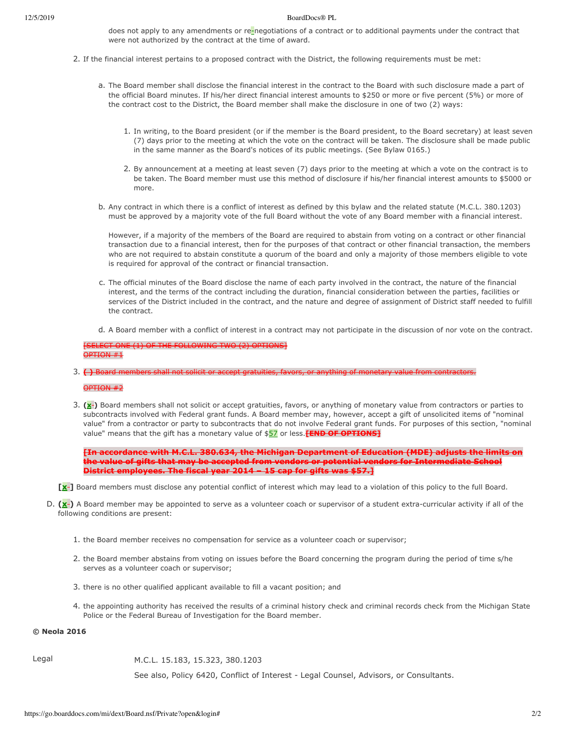does not apply to any amendments or re-negotiations of a contract or to additional payments under the contract that were not authorized by the contract at the time of award.

2. If the financial interest pertains to a proposed contract with the District, the following requirements must be met:

   a. The Board member shall disclose the financial interest in the contract to the Board with such disclosure made a part of the official Board minutes. If his/her direct financial interest amounts to $250 or more or five percent (5%) or more of the contract cost to the District, the Board member shall make the disclosure in one of two (2) ways:

      1. In writing, to the Board president (or if the member is the Board president, to the Board secretary) at least seven (7) days prior to the meeting at which the vote on the contract will be taken. The disclosure shall be made public in the same manner as the Board's notices of its public meetings. (See Bylaw 0165.)

      2. By announcement at a meeting at least seven (7) days prior to the meeting at which a vote on the contract is to be taken. The Board member must use this method of disclosure if his/her financial interest amounts to $5000 or more.

   b. Any contract in which there is a conflict of interest as defined by this bylaw and the related statute (M.C.L. 380.1203) must be approved by a majority vote of the full Board without the vote of any Board member with a financial interest.

      However, if a majority of the members of the Board are required to abstain from voting on a contract or other financial transaction due to a financial interest, then for the purposes of that contract or other financial transaction, the members who are not required to abstain constitute a quorum of the board and only a majority of those members eligible to vote is required for approval of the contract or financial transaction.

   c. The official minutes of the Board disclose the name of each party involved in the contract, the nature of the financial interest, and the terms of the contract including the duration, financial consideration between the parties, facilities or services of the District included in the contract, and the nature and degree of assignment of District staff needed to fulfill the contract.

   d. A Board member with a conflict of interest in a contract may not participate in the discussion of nor vote on the contract.

~~[SELECT ONE (1) OF THE FOLLOWING TWO (2) OPTIONS]~~
~~OPTION #1~~

3. ~~( ) Board members shall not solicit or accept gratuities, favors, or anything of monetary value from contractors.~~

~~OPTION #2~~

3. (x) Board members shall not solicit or accept gratuities, favors, or anything of monetary value from contractors or parties to subcontracts involved with Federal grant funds. A Board member may, however, accept a gift of unsolicited items of "nominal value" from a contractor or party to subcontracts that do not involve Federal grant funds. For purposes of this section, "nominal value" means that the gift has a monetary value of $57 or less. ~~**[END OF OPTIONS]**~~

~~**[In accordance with M.C.L. 380.634, the Michigan Department of Education (MDE) adjusts the limits on the value of gifts that may be accepted from vendors or potential vendors for Intermediate School District employees. The fiscal year 2014 – 15 cap for gifts was $57.]**~~

**[x]** Board members must disclose any potential conflict of interest which may lead to a violation of this policy to the full Board.

D. **(x)** A Board member may be appointed to serve as a volunteer coach or supervisor of a student extra-curricular activity if all of the following conditions are present:

   1. the Board member receives no compensation for service as a volunteer coach or supervisor;

   2. the Board member abstains from voting on issues before the Board concerning the program during the period of time s/he serves as a volunteer coach or supervisor;

   3. there is no other qualified applicant available to fill a vacant position; and

   4. the appointing authority has received the results of a criminal history check and criminal records check from the Michigan State Police or the Federal Bureau of Investigation for the Board member.

**© Neola 2016**

Legal — M.C.L. 15.183, 15.323, 380.1203

See also, Policy 6420, Conflict of Interest - Legal Counsel, Advisors, or Consultants.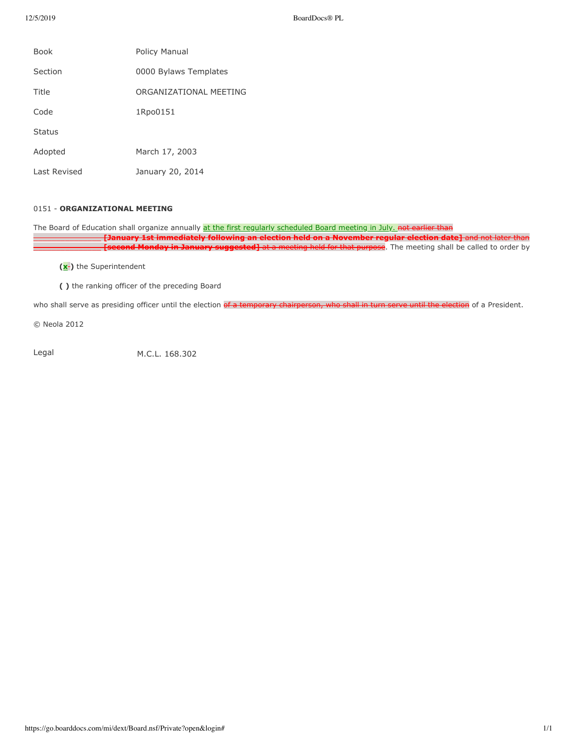| | |
|---|---|
| Book | Policy Manual |
| Section | 0000 Bylaws Templates |
| Title | ORGANIZATIONAL MEETING |
| Code | 1Rpo0151 |
| Status | |
| Adopted | March 17, 2003 |
| Last Revised | January 20, 2014 |

0151 - **ORGANIZATIONAL MEETING**

The Board of Education shall organize annually at the first regularly scheduled Board meeting in July. ~~not earlier than _______________ **[January 1st immediately following an election held on a November regular election date]** and not later than _______________ **[second Monday in January suggested]** at a meeting held for that purpose~~. The meeting shall be called to order by

> **(x)** the Superintendent
>
> **( )** the ranking officer of the preceding Board

who shall serve as presiding officer until the election ~~of a temporary chairperson, who shall in turn serve until the election~~ of a President.

© Neola 2012

| | |
|---|---|
| Legal | M.C.L. 168.302 |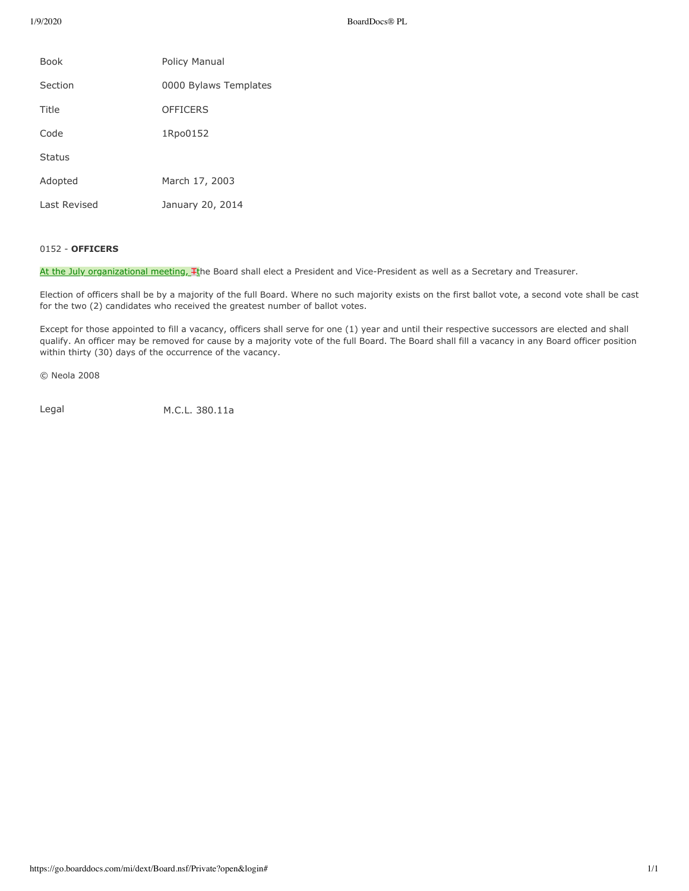| | |
|---|---|
| Book | Policy Manual |
| Section | 0000 Bylaws Templates |
| Title | OFFICERS |
| Code | 1Rpo0152 |
| Status | |
| Adopted | March 17, 2003 |
| Last Revised | January 20, 2014 |

0152 - **OFFICERS**

At the July organizational meeting, ~~T~~the Board shall elect a President and Vice-President as well as a Secretary and Treasurer.

Election of officers shall be by a majority of the full Board. Where no such majority exists on the first ballot vote, a second vote shall be cast for the two (2) candidates who received the greatest number of ballot votes.

Except for those appointed to fill a vacancy, officers shall serve for one (1) year and until their respective successors are elected and shall qualify. An officer may be removed for cause by a majority vote of the full Board. The Board shall fill a vacancy in any Board officer position within thirty (30) days of the occurrence of the vacancy.

© Neola 2008

| | |
|---|---|
| Legal | M.C.L. 380.11a |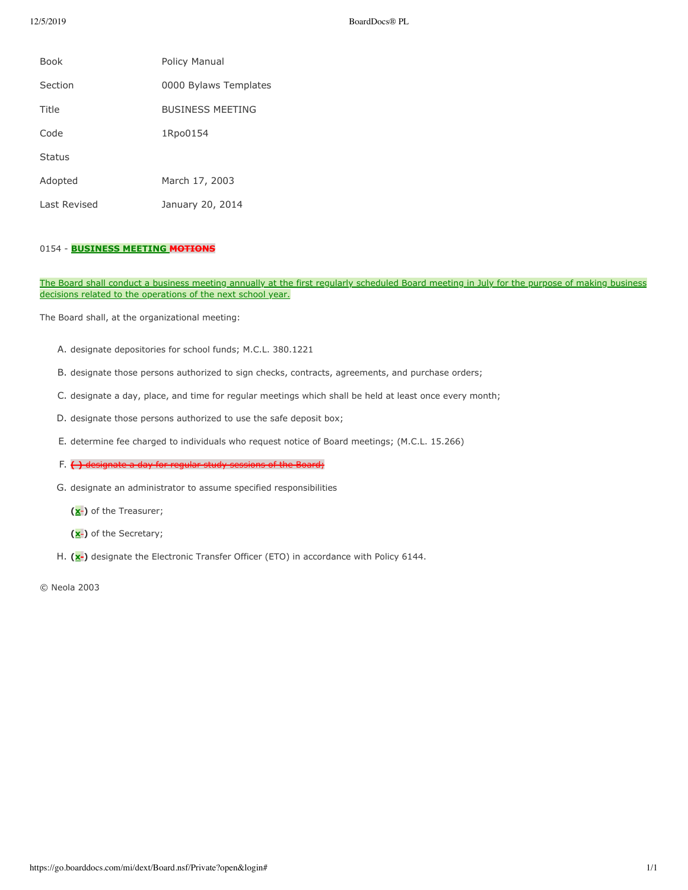| Book | Policy Manual |
| --- | --- |
| Section | 0000 Bylaws Templates |
| Title | BUSINESS MEETING |
| Code | 1Rpo0154 |
| Status | |
| Adopted | March 17, 2003 |
| Last Revised | January 20, 2014 |

## 0154 - BUSINESS MEETING ~~MOTIONS~~

The Board shall conduct a business meeting annually at the first regularly scheduled Board meeting in July for the purpose of making business decisions related to the operations of the next school year.

The Board shall, at the organizational meeting:

A. designate depositories for school funds; M.C.L. 380.1221

B. designate those persons authorized to sign checks, contracts, agreements, and purchase orders;

C. designate a day, place, and time for regular meetings which shall be held at least once every month;

D. designate those persons authorized to use the safe deposit box;

E. determine fee charged to individuals who request notice of Board meetings; (M.C.L. 15.266)

F. ~~( ) designate a day for regular study sessions of the Board;~~

G. designate an administrator to assume specified responsibilities

   **(x)** of the Treasurer;

   **(x)** of the Secretary;

H. **(x)** designate the Electronic Transfer Officer (ETO) in accordance with Policy 6144.

© Neola 2003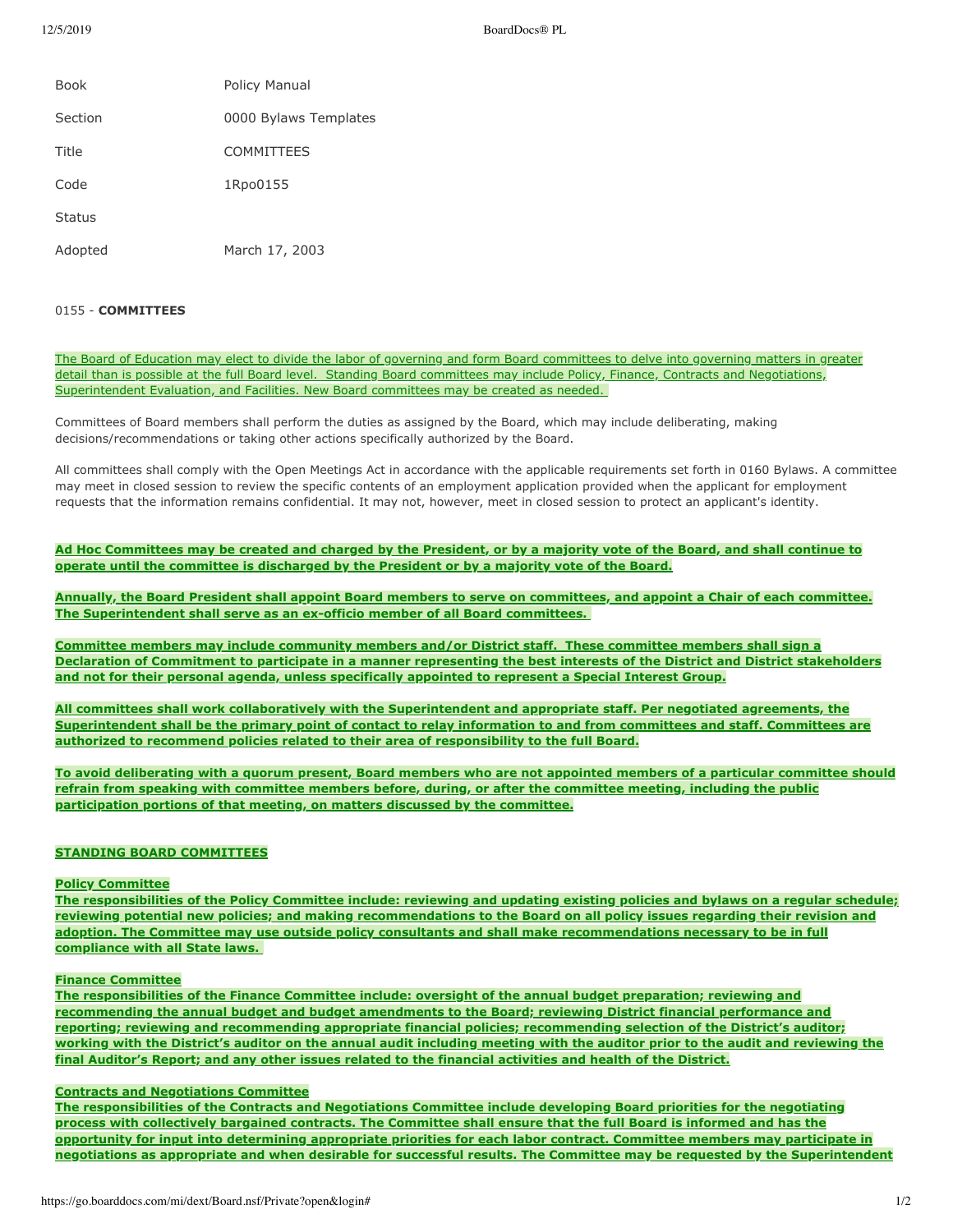| | |
|---|---|
| Book | Policy Manual |
| Section | 0000 Bylaws Templates |
| Title | COMMITTEES |
| Code | 1Rpo0155 |
| Status | |
| Adopted | March 17, 2003 |

0155 - **COMMITTEES**

The Board of Education may elect to divide the labor of governing and form Board committees to delve into governing matters in greater detail than is possible at the full Board level. Standing Board committees may include Policy, Finance, Contracts and Negotiations, Superintendent Evaluation, and Facilities. New Board committees may be created as needed.

Committees of Board members shall perform the duties as assigned by the Board, which may include deliberating, making decisions/recommendations or taking other actions specifically authorized by the Board.

All committees shall comply with the Open Meetings Act in accordance with the applicable requirements set forth in 0160 Bylaws. A committee may meet in closed session to review the specific contents of an employment application provided when the applicant for employment requests that the information remains confidential. It may not, however, meet in closed session to protect an applicant's identity.

**Ad Hoc Committees may be created and charged by the President, or by a majority vote of the Board, and shall continue to operate until the committee is discharged by the President or by a majority vote of the Board.**

**Annually, the Board President shall appoint Board members to serve on committees, and appoint a Chair of each committee. The Superintendent shall serve as an ex-officio member of all Board committees.**

**Committee members may include community members and/or District staff. These committee members shall sign a Declaration of Commitment to participate in a manner representing the best interests of the District and District stakeholders and not for their personal agenda, unless specifically appointed to represent a Special Interest Group.**

**All committees shall work collaboratively with the Superintendent and appropriate staff. Per negotiated agreements, the Superintendent shall be the primary point of contact to relay information to and from committees and staff. Committees are authorized to recommend policies related to their area of responsibility to the full Board.**

**To avoid deliberating with a quorum present, Board members who are not appointed members of a particular committee should refrain from speaking with committee members before, during, or after the committee meeting, including the public participation portions of that meeting, on matters discussed by the committee.**

**STANDING BOARD COMMITTEES**

**Policy Committee**
**The responsibilities of the Policy Committee include: reviewing and updating existing policies and bylaws on a regular schedule; reviewing potential new policies; and making recommendations to the Board on all policy issues regarding their revision and adoption. The Committee may use outside policy consultants and shall make recommendations necessary to be in full compliance with all State laws.**

**Finance Committee**
**The responsibilities of the Finance Committee include: oversight of the annual budget preparation; reviewing and recommending the annual budget and budget amendments to the Board; reviewing District financial performance and reporting; reviewing and recommending appropriate financial policies; recommending selection of the District's auditor; working with the District's auditor on the annual audit including meeting with the auditor prior to the audit and reviewing the final Auditor's Report; and any other issues related to the financial activities and health of the District.**

**Contracts and Negotiations Committee**
**The responsibilities of the Contracts and Negotiations Committee include developing Board priorities for the negotiating process with collectively bargained contracts. The Committee shall ensure that the full Board is informed and has the opportunity for input into determining appropriate priorities for each labor contract. Committee members may participate in negotiations as appropriate and when desirable for successful results. The Committee may be requested by the Superintendent**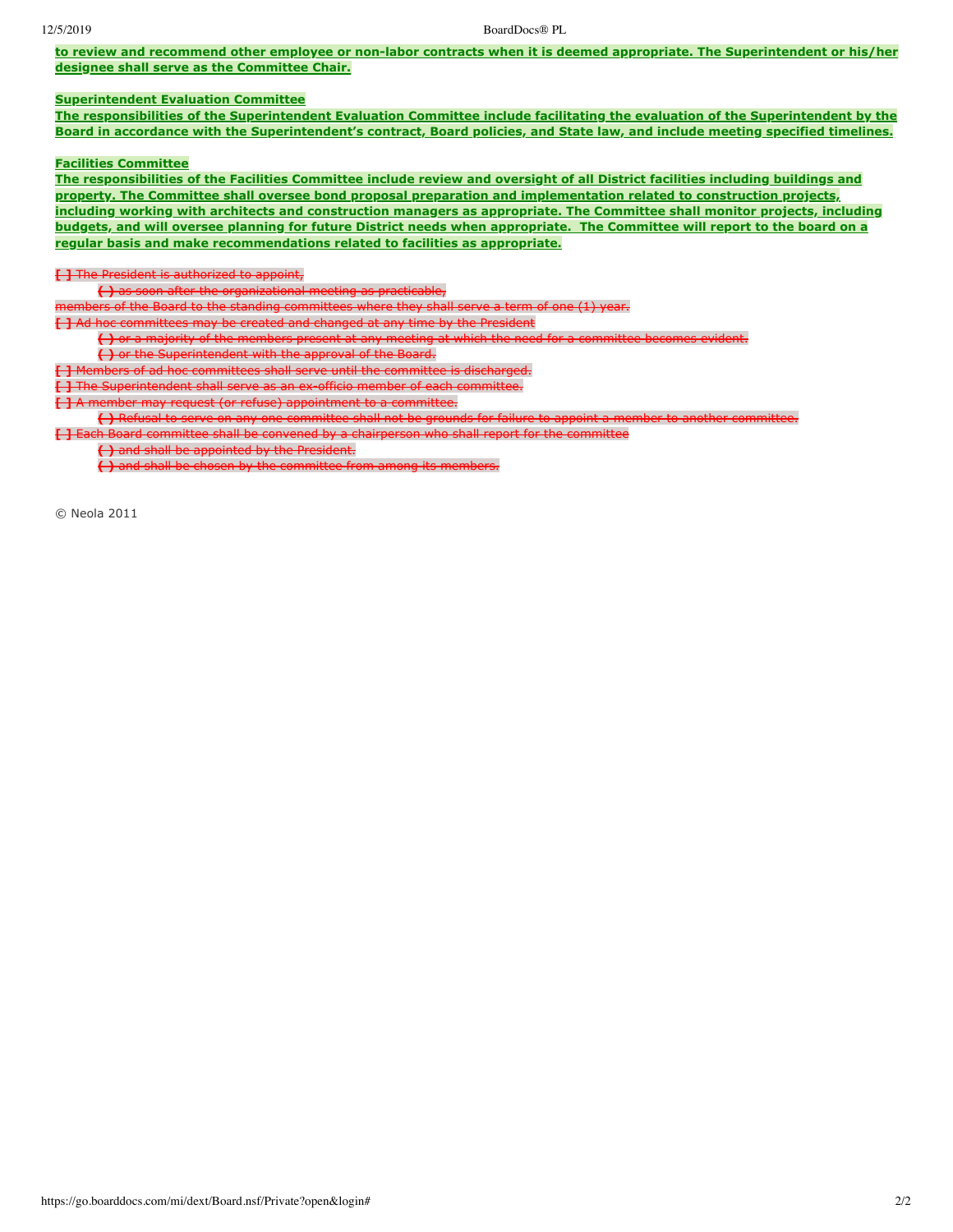to review and recommend other employee or non-labor contracts when it is deemed appropriate. The Superintendent or his/her designee shall serve as the Committee Chair.

**Superintendent Evaluation Committee**

The responsibilities of the Superintendent Evaluation Committee include facilitating the evaluation of the Superintendent by the Board in accordance with the Superintendent's contract, Board policies, and State law, and include meeting specified timelines.

**Facilities Committee**

The responsibilities of the Facilities Committee include review and oversight of all District facilities including buildings and property. The Committee shall oversee bond proposal preparation and implementation related to construction projects, including working with architects and construction managers as appropriate. The Committee shall monitor projects, including budgets, and will oversee planning for future District needs when appropriate. The Committee will report to the board on a regular basis and make recommendations related to facilities as appropriate.

~~[ ] The President is authorized to appoint,~~

~~( ) as soon after the organizational meeting as practicable,~~

~~members of the Board to the standing committees where they shall serve a term of one (1) year.~~

~~[ ] Ad hoc committees may be created and changed at any time by the President~~

~~( ) or a majority of the members present at any meeting at which the need for a committee becomes evident.~~

~~( ) or the Superintendent with the approval of the Board.~~

~~[ ] Members of ad hoc committees shall serve until the committee is discharged.~~

~~[ ] The Superintendent shall serve as an ex-officio member of each committee.~~

~~[ ] A member may request (or refuse) appointment to a committee.~~

~~( ) Refusal to serve on any one committee shall not be grounds for failure to appoint a member to another committee.~~

~~[ ] Each Board committee shall be convened by a chairperson who shall report for the committee~~

~~( ) and shall be appointed by the President.~~

~~( ) and shall be chosen by the committee from among its members.~~

© Neola 2011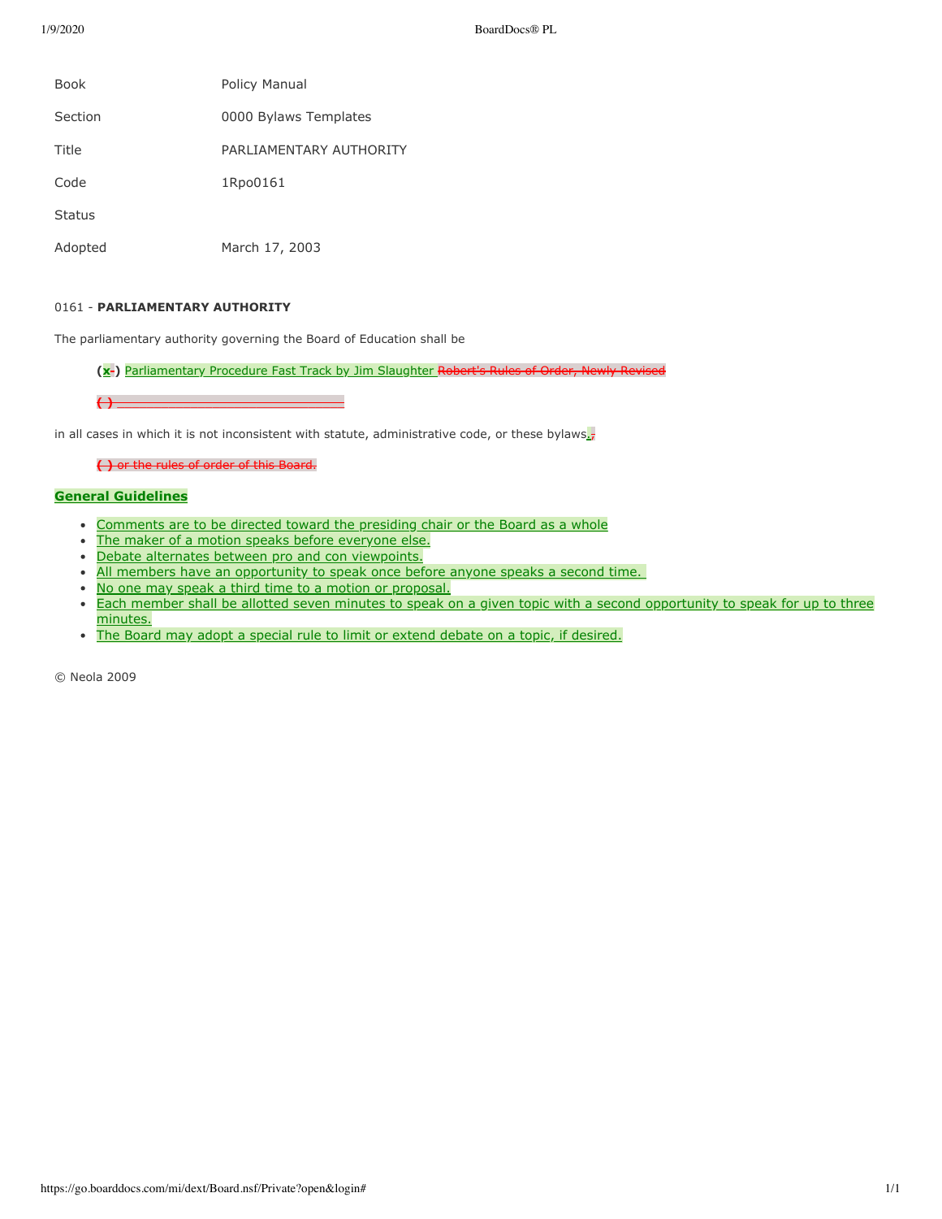| | |
|---|---|
| Book | Policy Manual |
| Section | 0000 Bylaws Templates |
| Title | PARLIAMENTARY AUTHORITY |
| Code | 1Rpo0161 |
| Status | |
| Adopted | March 17, 2003 |

0161 - **PARLIAMENTARY AUTHORITY**

The parliamentary authority governing the Board of Education shall be

> **(x~~-~~)** Parliamentary Procedure Fast Track by Jim Slaughter ~~Robert's Rules of Order, Newly Revised~~
>
> ~~( ) ______________________________~~

in all cases in which it is not inconsistent with statute, administrative code, or these bylaws.~~,~~

> ~~( ) or the rules of order of this Board.~~

**General Guidelines**

- Comments are to be directed toward the presiding chair or the Board as a whole
- The maker of a motion speaks before everyone else.
- Debate alternates between pro and con viewpoints.
- All members have an opportunity to speak once before anyone speaks a second time.
- No one may speak a third time to a motion or proposal.
- Each member shall be allotted seven minutes to speak on a given topic with a second opportunity to speak for up to three minutes.
- The Board may adopt a special rule to limit or extend debate on a topic, if desired.

© Neola 2009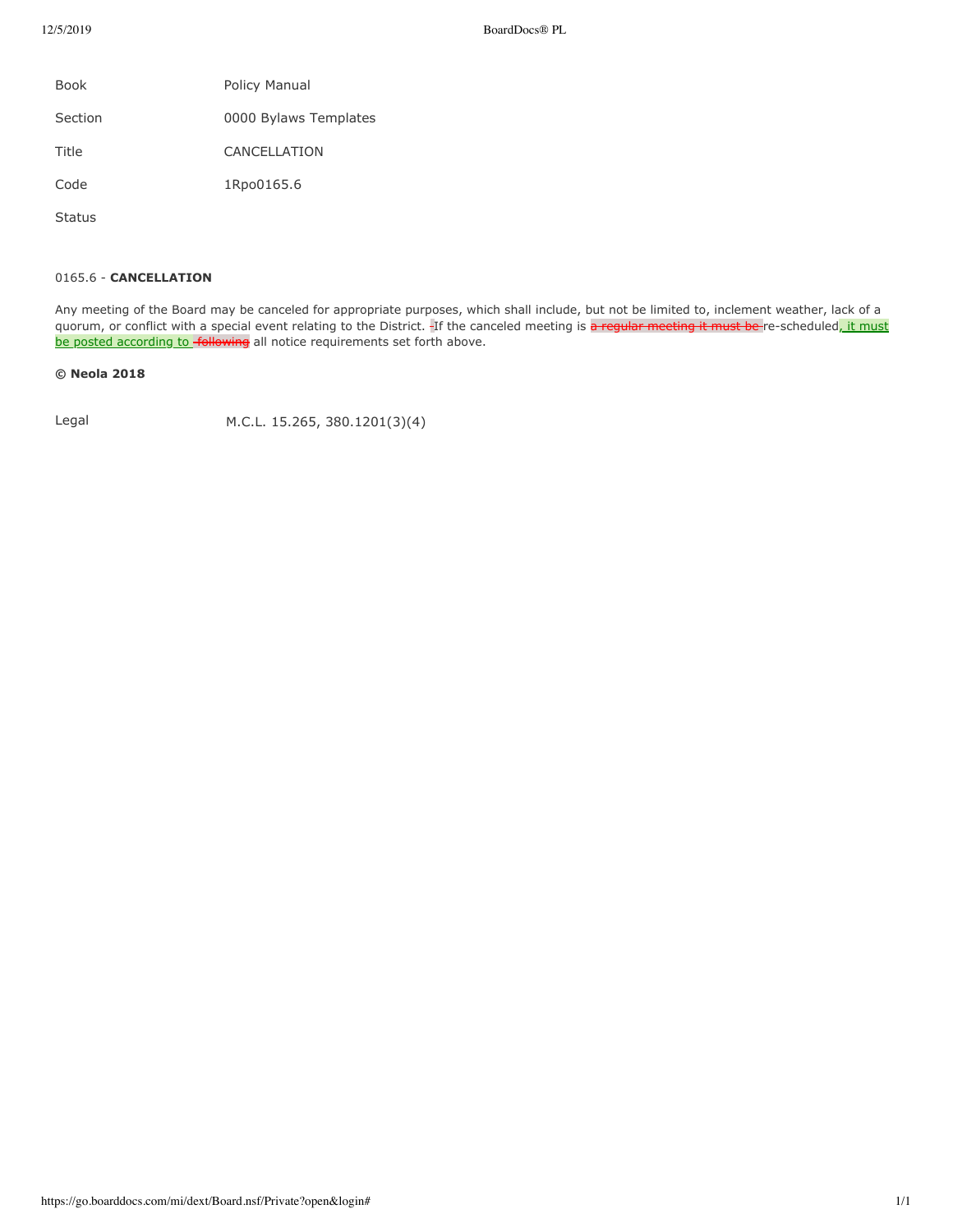| | |
|---|---|
| Book | Policy Manual |
| Section | 0000 Bylaws Templates |
| Title | CANCELLATION |
| Code | 1Rpo0165.6 |
| Status | |

0165.6 - **CANCELLATION**

Any meeting of the Board may be canceled for appropriate purposes, which shall include, but not be limited to, inclement weather, lack of a quorum, or conflict with a special event relating to the District. If the canceled meeting is ~~a regular meeting it must be~~ re-scheduled, it must be posted according to ~~following~~ all notice requirements set forth above.

**© Neola 2018**

| | |
|---|---|
| Legal | M.C.L. 15.265, 380.1201(3)(4) |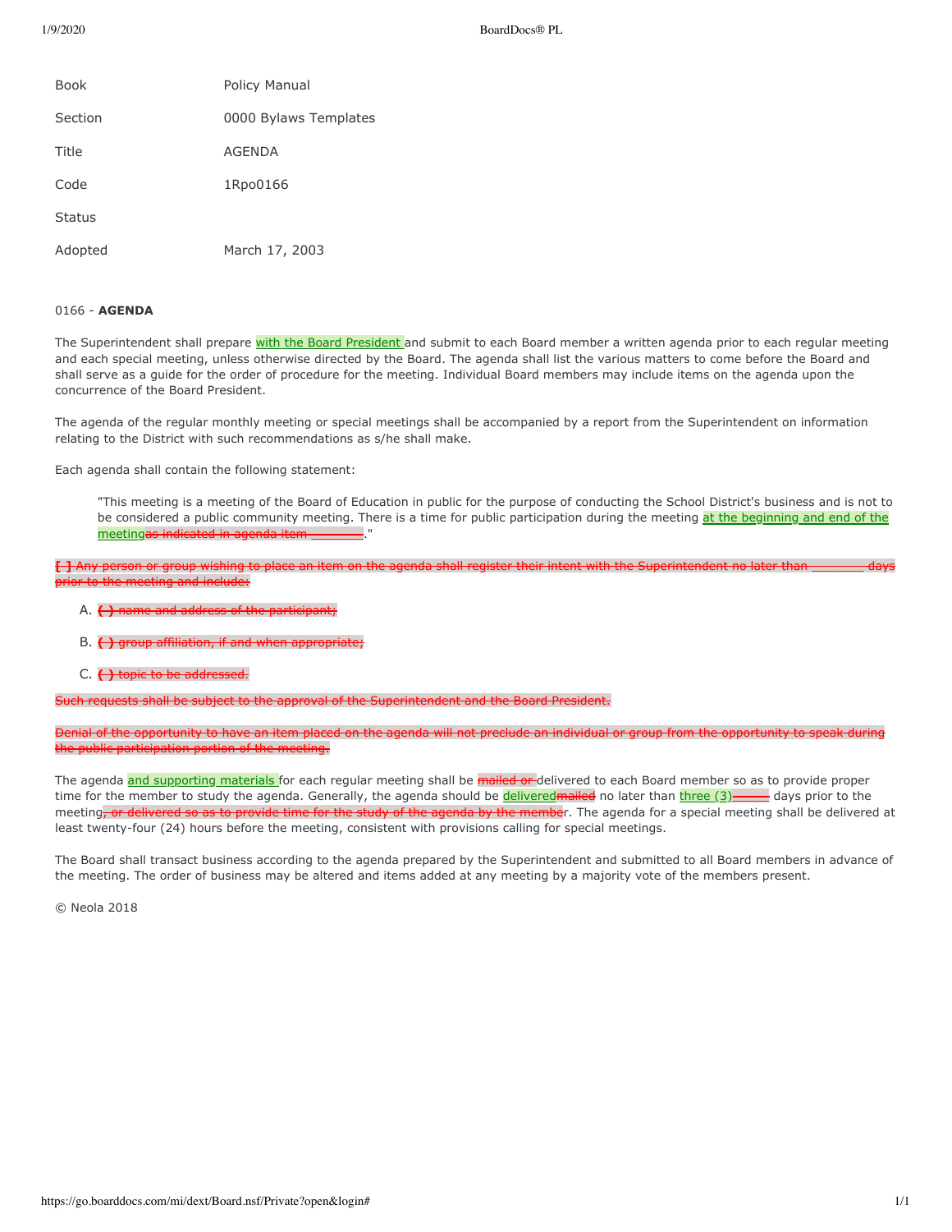| | |
|---|---|
| Book | Policy Manual |
| Section | 0000 Bylaws Templates |
| Title | AGENDA |
| Code | 1Rpo0166 |
| Status | |
| Adopted | March 17, 2003 |

0166 - **AGENDA**

The Superintendent shall prepare with the Board President and submit to each Board member a written agenda prior to each regular meeting and each special meeting, unless otherwise directed by the Board. The agenda shall list the various matters to come before the Board and shall serve as a guide for the order of procedure for the meeting. Individual Board members may include items on the agenda upon the concurrence of the Board President.

The agenda of the regular monthly meeting or special meetings shall be accompanied by a report from the Superintendent on information relating to the District with such recommendations as s/he shall make.

Each agenda shall contain the following statement:

> "This meeting is a meeting of the Board of Education in public for the purpose of conducting the School District's business and is not to be considered a public community meeting. There is a time for public participation during the meeting at the beginning and end of the meeting~~as indicated in agenda item \_\_\_\_\_\_\_~~."

~~[ ] Any person or group wishing to place an item on the agenda shall register their intent with the Superintendent no later than \_\_\_\_\_\_\_ days prior to the meeting and include:~~

A. ~~( ) name and address of the participant;~~

B. ~~( ) group affiliation, if and when appropriate;~~

C. ~~( ) topic to be addressed.~~

~~Such requests shall be subject to the approval of the Superintendent and the Board President.~~

~~Denial of the opportunity to have an item placed on the agenda will not preclude an individual or group from the opportunity to speak during the public participation portion of the meeting.~~

The agenda and supporting materials for each regular meeting shall be ~~mailed or~~ delivered to each Board member so as to provide proper time for the member to study the agenda. Generally, the agenda should be delivered~~mailed~~ no later than three (3)~~\_\_\_\_\_~~ days prior to the meeting~~, or delivered so as to provide time for the study of the agenda by the member~~. The agenda for a special meeting shall be delivered at least twenty-four (24) hours before the meeting, consistent with provisions calling for special meetings.

The Board shall transact business according to the agenda prepared by the Superintendent and submitted to all Board members in advance of the meeting. The order of business may be altered and items added at any meeting by a majority vote of the members present.

© Neola 2018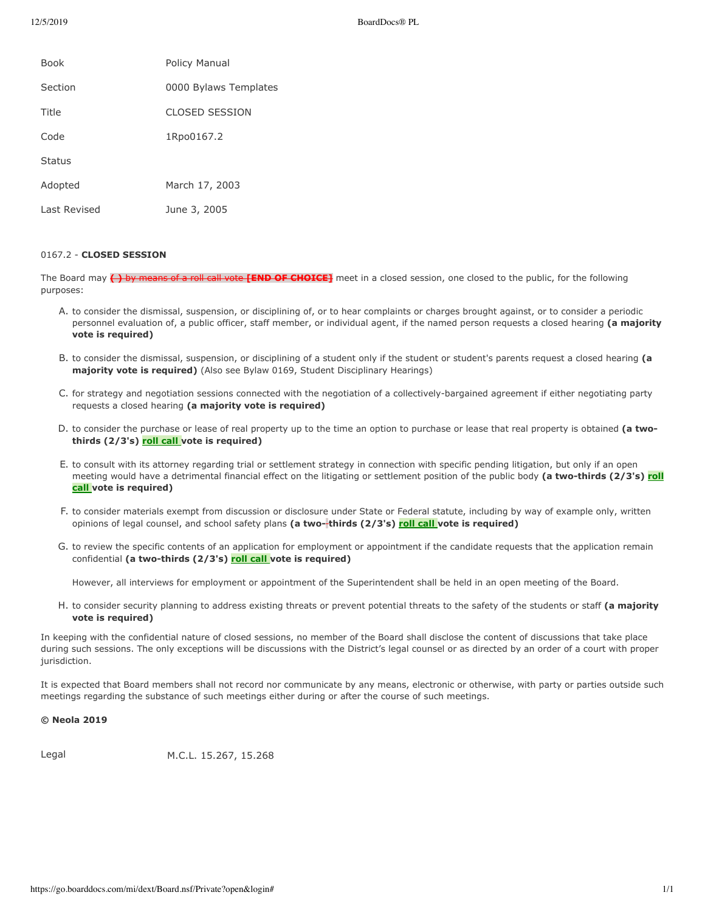| Book | Policy Manual |
| --- | --- |
| Section | 0000 Bylaws Templates |
| Title | CLOSED SESSION |
| Code | 1Rpo0167.2 |
| Status | |
| Adopted | March 17, 2003 |
| Last Revised | June 3, 2005 |

0167.2 - **CLOSED SESSION**

The Board may ~~( ) by means of a roll call vote **[END OF CHOICE]**~~ meet in a closed session, one closed to the public, for the following purposes:

A. to consider the dismissal, suspension, or disciplining of, or to hear complaints or charges brought against, or to consider a periodic personnel evaluation of, a public officer, staff member, or individual agent, if the named person requests a closed hearing **(a majority vote is required)**

B. to consider the dismissal, suspension, or disciplining of a student only if the student or student's parents request a closed hearing **(a majority vote is required)** (Also see Bylaw 0169, Student Disciplinary Hearings)

C. for strategy and negotiation sessions connected with the negotiation of a collectively-bargained agreement if either negotiating party requests a closed hearing **(a majority vote is required)**

D. to consider the purchase or lease of real property up to the time an option to purchase or lease that real property is obtained **(a two-thirds (2/3's) roll call vote is required)**

E. to consult with its attorney regarding trial or settlement strategy in connection with specific pending litigation, but only if an open meeting would have a detrimental financial effect on the litigating or settlement position of the public body **(a two-thirds (2/3's) roll call vote is required)**

F. to consider materials exempt from discussion or disclosure under State or Federal statute, including by way of example only, written opinions of legal counsel, and school safety plans **(a two-thirds (2/3's) roll call vote is required)**

G. to review the specific contents of an application for employment or appointment if the candidate requests that the application remain confidential **(a two-thirds (2/3's) roll call vote is required)**

   However, all interviews for employment or appointment of the Superintendent shall be held in an open meeting of the Board.

H. to consider security planning to address existing threats or prevent potential threats to the safety of the students or staff **(a majority vote is required)**

In keeping with the confidential nature of closed sessions, no member of the Board shall disclose the content of discussions that take place during such sessions. The only exceptions will be discussions with the District's legal counsel or as directed by an order of a court with proper jurisdiction.

It is expected that Board members shall not record nor communicate by any means, electronic or otherwise, with party or parties outside such meetings regarding the substance of such meetings either during or after the course of such meetings.

**© Neola 2019**

| Legal | M.C.L. 15.267, 15.268 |
| --- | --- |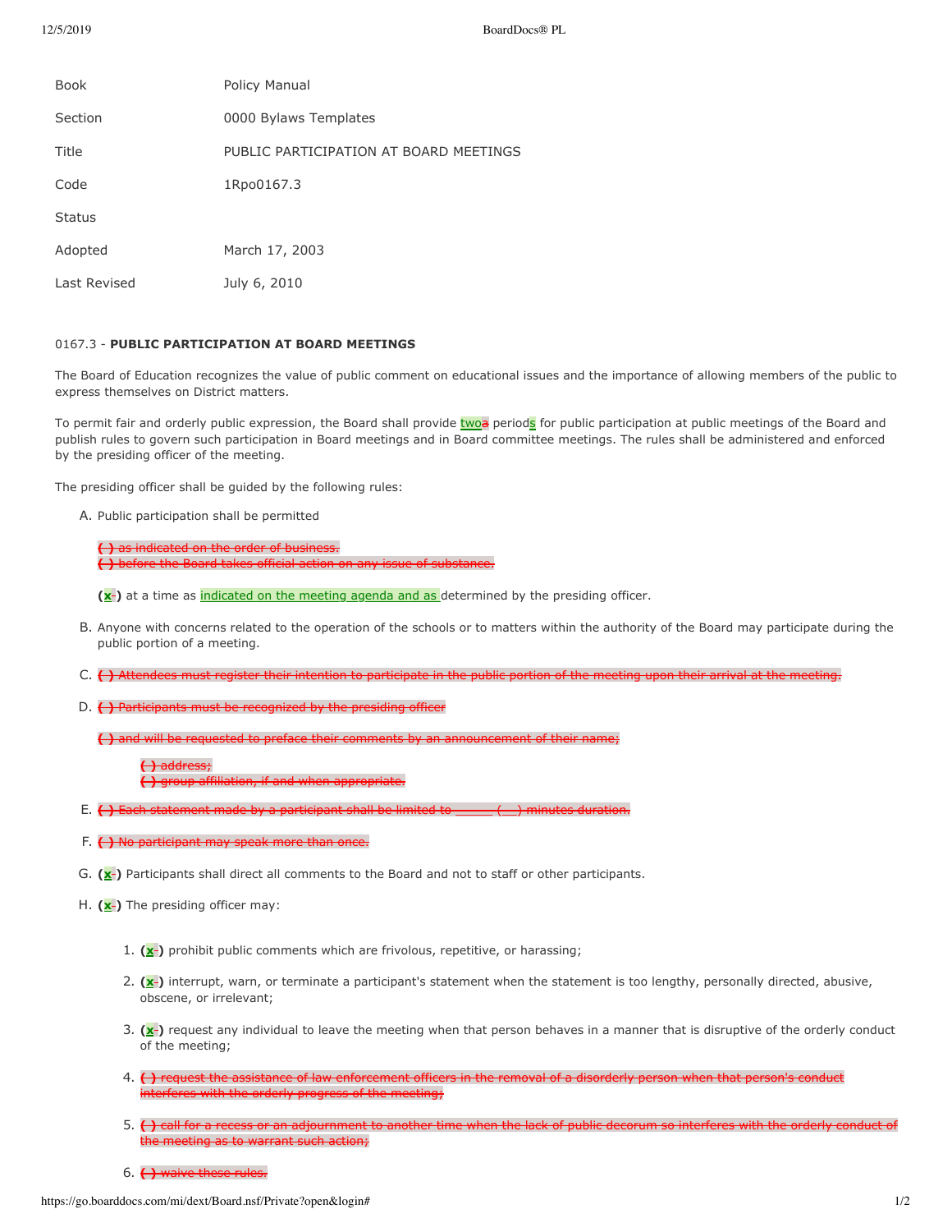| | |
|---|---|
| Book | Policy Manual |
| Section | 0000 Bylaws Templates |
| Title | PUBLIC PARTICIPATION AT BOARD MEETINGS |
| Code | 1Rpo0167.3 |
| Status | |
| Adopted | March 17, 2003 |
| Last Revised | July 6, 2010 |

0167.3 - **PUBLIC PARTICIPATION AT BOARD MEETINGS**

The Board of Education recognizes the value of public comment on educational issues and the importance of allowing members of the public to express themselves on District matters.

To permit fair and orderly public expression, the Board shall provide two~~a~~ periods for public participation at public meetings of the Board and publish rules to govern such participation in Board meetings and in Board committee meetings. The rules shall be administered and enforced by the presiding officer of the meeting.

The presiding officer shall be guided by the following rules:

A. Public participation shall be permitted

~~( ) as indicated on the order of business.~~
~~( ) before the Board takes official action on any issue of substance.~~

**(x)** at a time as indicated on the meeting agenda and as determined by the presiding officer.

B. Anyone with concerns related to the operation of the schools or to matters within the authority of the Board may participate during the public portion of a meeting.

C. ~~( ) Attendees must register their intention to participate in the public portion of the meeting upon their arrival at the meeting.~~

D. ~~( ) Participants must be recognized by the presiding officer~~

~~( ) and will be requested to preface their comments by an announcement of their name;~~

~~( ) address;~~
~~( ) group affiliation, if and when appropriate.~~

E. ~~( ) Each statement made by a participant shall be limited to ______ (__) minutes duration.~~

F. ~~( ) No participant may speak more than once.~~

G. **(x)** Participants shall direct all comments to the Board and not to staff or other participants.

H. **(x)** The presiding officer may:

1. **(x)** prohibit public comments which are frivolous, repetitive, or harassing;

2. **(x)** interrupt, warn, or terminate a participant's statement when the statement is too lengthy, personally directed, abusive, obscene, or irrelevant;

3. **(x)** request any individual to leave the meeting when that person behaves in a manner that is disruptive of the orderly conduct of the meeting;

4. ~~( ) request the assistance of law enforcement officers in the removal of a disorderly person when that person's conduct interferes with the orderly progress of the meeting;~~

5. ~~( ) call for a recess or an adjournment to another time when the lack of public decorum so interferes with the orderly conduct of the meeting as to warrant such action;~~

6. ~~( ) waive these rules.~~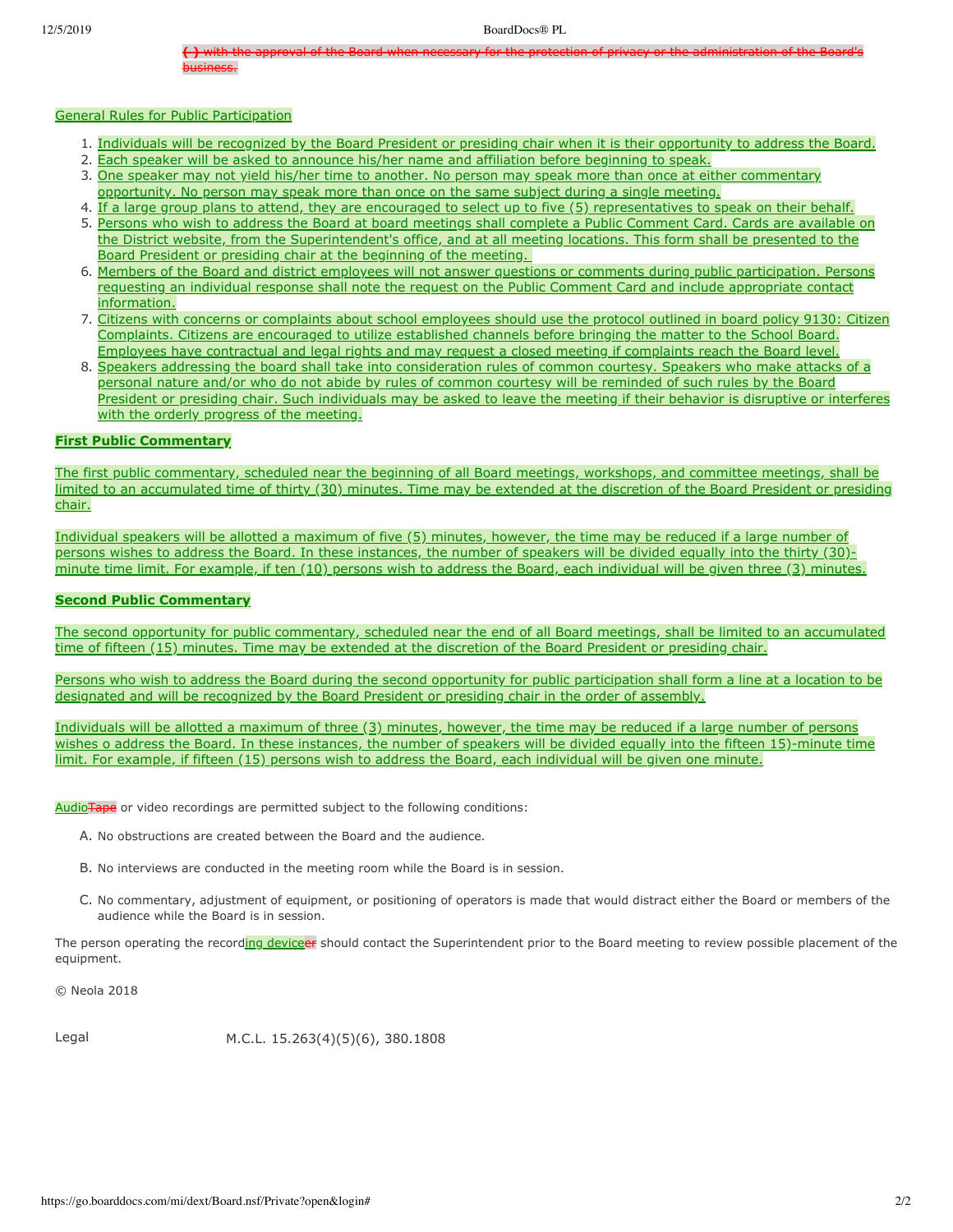~~( ) with the approval of the Board when necessary for the protection of privacy or the administration of the Board's business.~~

General Rules for Public Participation

1. Individuals will be recognized by the Board President or presiding chair when it is their opportunity to address the Board.
2. Each speaker will be asked to announce his/her name and affiliation before beginning to speak.
3. One speaker may not yield his/her time to another. No person may speak more than once at either commentary opportunity. No person may speak more than once on the same subject during a single meeting.
4. If a large group plans to attend, they are encouraged to select up to five (5) representatives to speak on their behalf.
5. Persons who wish to address the Board at board meetings shall complete a Public Comment Card. Cards are available on the District website, from the Superintendent's office, and at all meeting locations. This form shall be presented to the Board President or presiding chair at the beginning of the meeting.
6. Members of the Board and district employees will not answer questions or comments during public participation. Persons requesting an individual response shall note the request on the Public Comment Card and include appropriate contact information.
7. Citizens with concerns or complaints about school employees should use the protocol outlined in board policy 9130: Citizen Complaints. Citizens are encouraged to utilize established channels before bringing the matter to the School Board. Employees have contractual and legal rights and may request a closed meeting if complaints reach the Board level.
8. Speakers addressing the board shall take into consideration rules of common courtesy. Speakers who make attacks of a personal nature and/or who do not abide by rules of common courtesy will be reminded of such rules by the Board President or presiding chair. Such individuals may be asked to leave the meeting if their behavior is disruptive or interferes with the orderly progress of the meeting.

**First Public Commentary**

The first public commentary, scheduled near the beginning of all Board meetings, workshops, and committee meetings, shall be limited to an accumulated time of thirty (30) minutes. Time may be extended at the discretion of the Board President or presiding chair.

Individual speakers will be allotted a maximum of five (5) minutes, however, the time may be reduced if a large number of persons wishes to address the Board. In these instances, the number of speakers will be divided equally into the thirty (30)-minute time limit. For example, if ten (10) persons wish to address the Board, each individual will be given three (3) minutes.

**Second Public Commentary**

The second opportunity for public commentary, scheduled near the end of all Board meetings, shall be limited to an accumulated time of fifteen (15) minutes. Time may be extended at the discretion of the Board President or presiding chair.

Persons who wish to address the Board during the second opportunity for public participation shall form a line at a location to be designated and will be recognized by the Board President or presiding chair in the order of assembly.

Individuals will be allotted a maximum of three (3) minutes, however, the time may be reduced if a large number of persons wishes o address the Board. In these instances, the number of speakers will be divided equally into the fifteen 15)-minute time limit. For example, if fifteen (15) persons wish to address the Board, each individual will be given one minute.

Audio~~Tape~~ or video recordings are permitted subject to the following conditions:

A. No obstructions are created between the Board and the audience.

B. No interviews are conducted in the meeting room while the Board is in session.

C. No commentary, adjustment of equipment, or positioning of operators is made that would distract either the Board or members of the audience while the Board is in session.

The person operating the recording device~~er~~ should contact the Superintendent prior to the Board meeting to review possible placement of the equipment.

© Neola 2018

Legal M.C.L. 15.263(4)(5)(6), 380.1808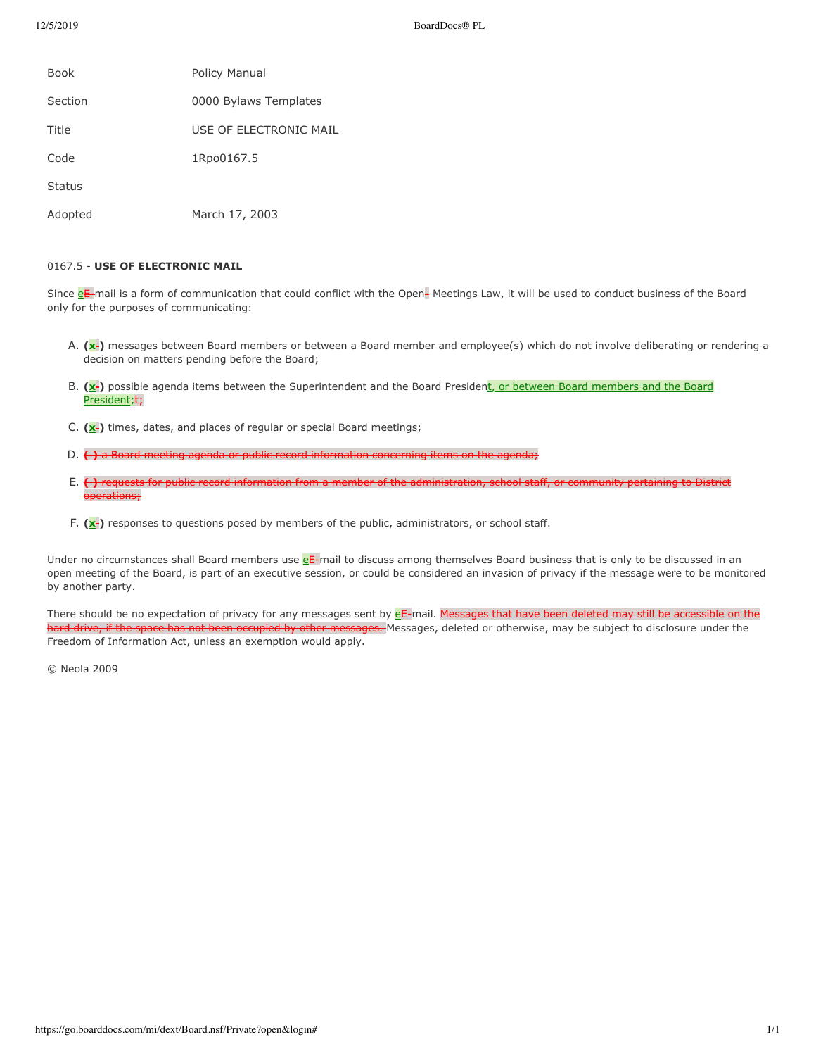| | |
|---|---|
| Book | Policy Manual |
| Section | 0000 Bylaws Templates |
| Title | USE OF ELECTRONIC MAIL |
| Code | 1Rpo0167.5 |
| Status | |
| Adopted | March 17, 2003 |

0167.5 - **USE OF ELECTRONIC MAIL**

Since e~~E-~~mail is a form of communication that could conflict with the Open~~-~~ Meetings Law, it will be used to conduct business of the Board only for the purposes of communicating:

A. **(x~~-~~)** messages between Board members or between a Board member and employee(s) which do not involve deliberating or rendering a decision on matters pending before the Board;

B. **(x~~-~~)** possible agenda items between the Superintendent and the Board Presiden<u>t, or between Board members and the Board President;</u>~~t;~~

C. **(x~~-~~)** times, dates, and places of regular or special Board meetings;

D. ~~**( )** a Board meeting agenda or public record information concerning items on the agenda;~~

E. ~~**( )** requests for public record information from a member of the administration, school staff, or community pertaining to District operations;~~

F. **(x~~-~~)** responses to questions posed by members of the public, administrators, or school staff.

Under no circumstances shall Board members use e~~E-~~mail to discuss among themselves Board business that is only to be discussed in an open meeting of the Board, is part of an executive session, or could be considered an invasion of privacy if the message were to be monitored by another party.

There should be no expectation of privacy for any messages sent by e~~E-~~mail. ~~Messages that have been deleted may still be accessible on the hard drive, if the space has not been occupied by other messages.~~ Messages, deleted or otherwise, may be subject to disclosure under the Freedom of Information Act, unless an exemption would apply.

© Neola 2009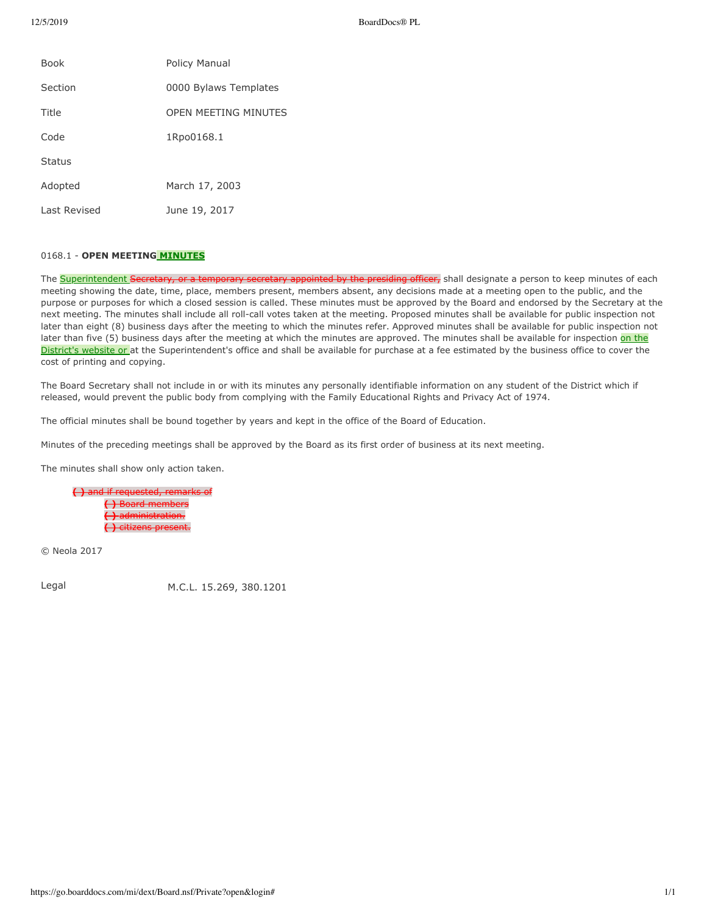| Book | Policy Manual |
| --- | --- |
| Section | 0000 Bylaws Templates |
| Title | OPEN MEETING MINUTES |
| Code | 1Rpo0168.1 |
| Status | |
| Adopted | March 17, 2003 |
| Last Revised | June 19, 2017 |

0168.1 - **OPEN MEETING MINUTES**

The Superintendent ~~Secretary, or a temporary secretary appointed by the presiding officer,~~ shall designate a person to keep minutes of each meeting showing the date, time, place, members present, members absent, any decisions made at a meeting open to the public, and the purpose or purposes for which a closed session is called. These minutes must be approved by the Board and endorsed by the Secretary at the next meeting. The minutes shall include all roll-call votes taken at the meeting. Proposed minutes shall be available for public inspection not later than eight (8) business days after the meeting to which the minutes refer. Approved minutes shall be available for public inspection not later than five (5) business days after the meeting at which the minutes are approved. The minutes shall be available for inspection on the District's website or at the Superintendent's office and shall be available for purchase at a fee estimated by the business office to cover the cost of printing and copying.

The Board Secretary shall not include in or with its minutes any personally identifiable information on any student of the District which if released, would prevent the public body from complying with the Family Educational Rights and Privacy Act of 1974.

The official minutes shall be bound together by years and kept in the office of the Board of Education.

Minutes of the preceding meetings shall be approved by the Board as its first order of business at its next meeting.

The minutes shall show only action taken.

~~( ) and if requested, remarks of~~

- ~~( ) Board members~~
- ~~( ) administration.~~
- ~~( ) citizens present.~~

© Neola 2017

Legal M.C.L. 15.269, 380.1201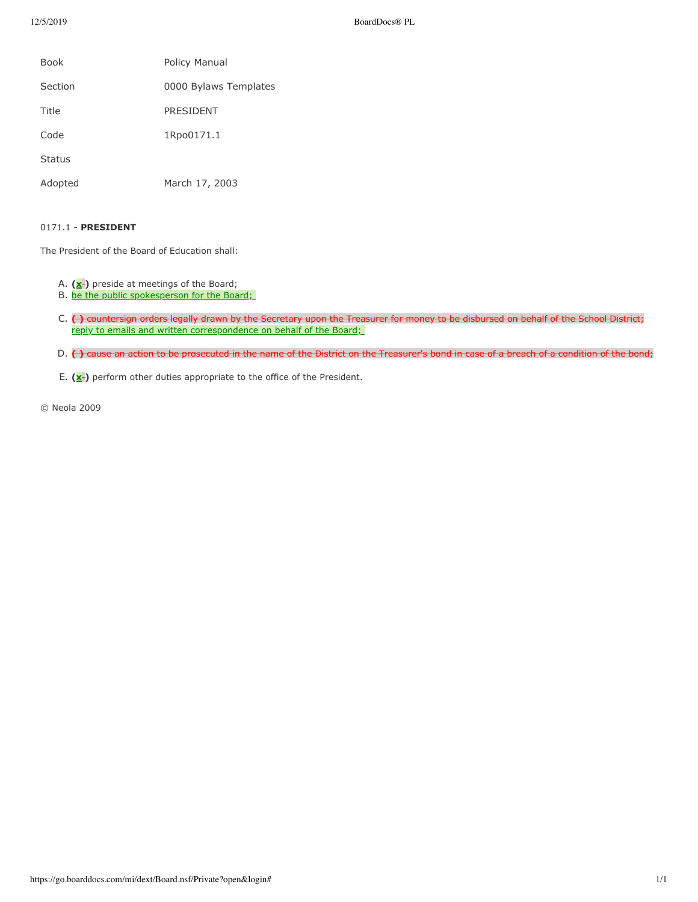| | |
|---|---|
| Book | Policy Manual |
| Section | 0000 Bylaws Templates |
| Title | PRESIDENT |
| Code | 1Rpo0171.1 |
| Status | |
| Adopted | March 17, 2003 |

0171.1 - **PRESIDENT**

The President of the Board of Education shall:

A. **(x)** preside at meetings of the Board;
B. be the public spokesperson for the Board;
C. ~~( ) countersign orders legally drawn by the Secretary upon the Treasurer for money to be disbursed on behalf of the School District;~~ reply to emails and written correspondence on behalf of the Board;
D. ~~( ) cause an action to be prosecuted in the name of the District on the Treasurer's bond in case of a breach of a condition of the bond;~~
E. **(x)** perform other duties appropriate to the office of the President.

© Neola 2009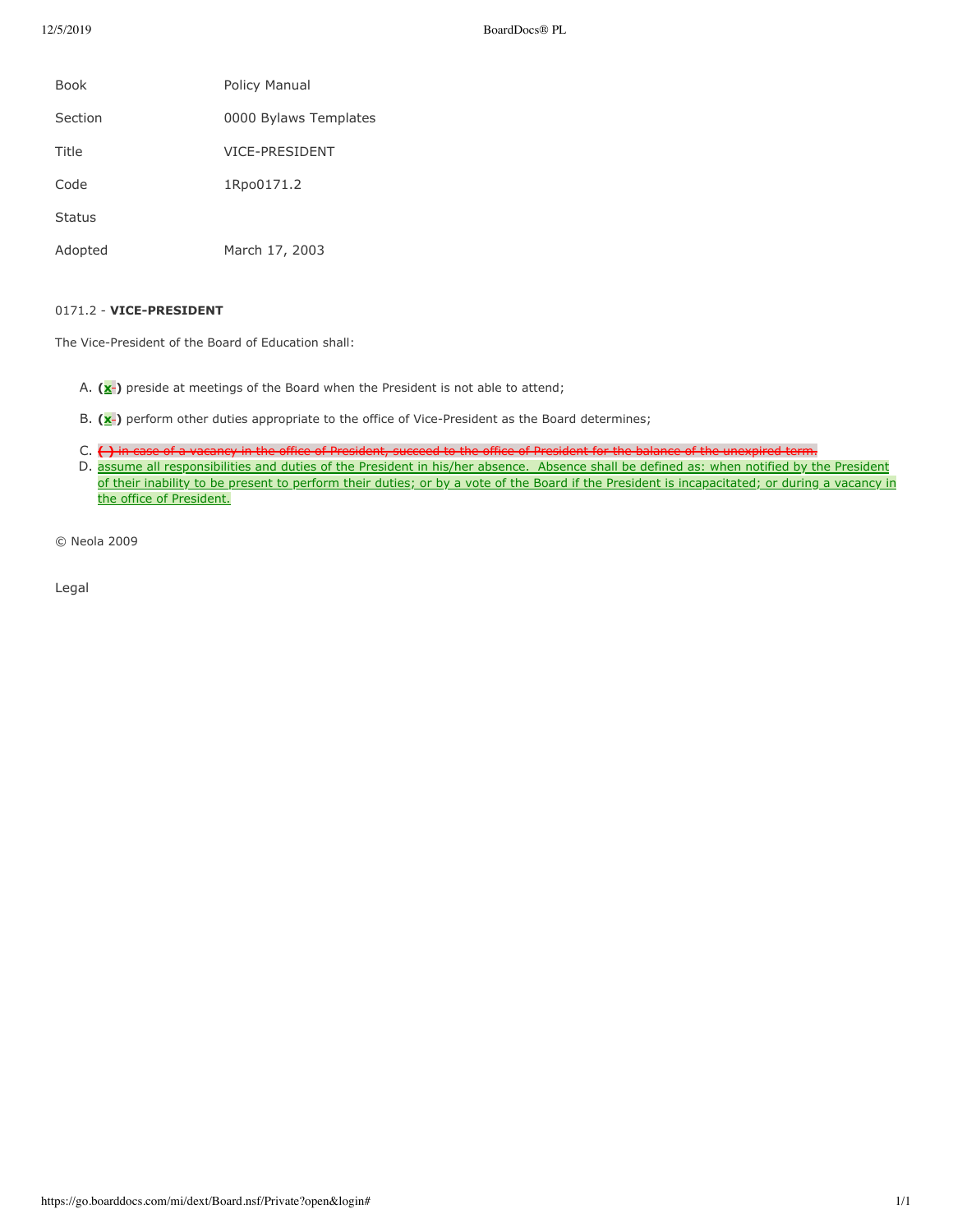| | |
|---|---|
| Book | Policy Manual |
| Section | 0000 Bylaws Templates |
| Title | VICE-PRESIDENT |
| Code | 1Rpo0171.2 |
| Status | |
| Adopted | March 17, 2003 |

0171.2 - **VICE-PRESIDENT**

The Vice-President of the Board of Education shall:

A. **(x-)** preside at meetings of the Board when the President is not able to attend;

B. **(x-)** perform other duties appropriate to the office of Vice-President as the Board determines;

C. ~~( ) in case of a vacancy in the office of President, succeed to the office of President for the balance of the unexpired term.~~

D. assume all responsibilities and duties of the President in his/her absence. Absence shall be defined as: when notified by the President of their inability to be present to perform their duties; or by a vote of the Board if the President is incapacitated; or during a vacancy in the office of President.

© Neola 2009

Legal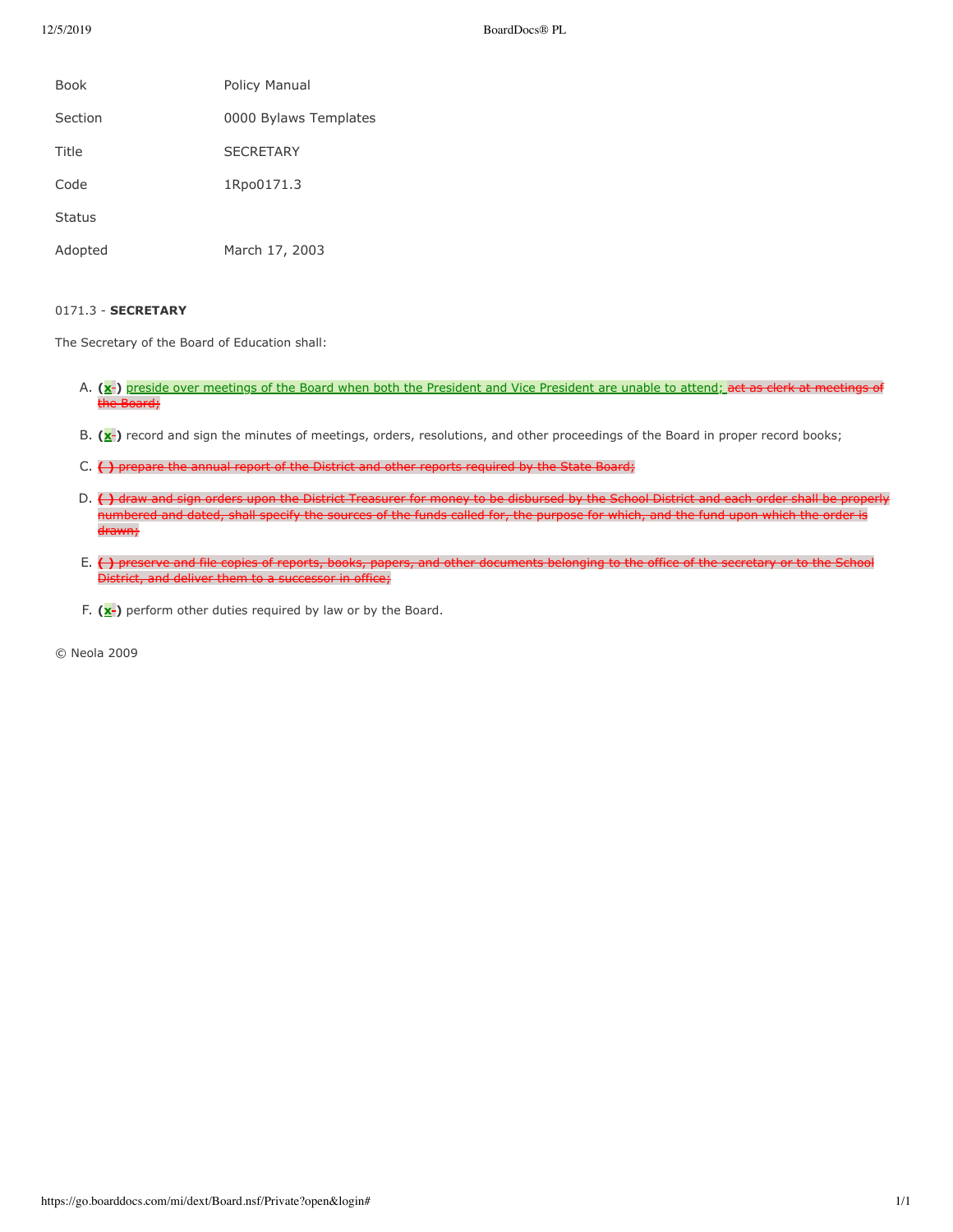| | |
|---|---|
| Book | Policy Manual |
| Section | 0000 Bylaws Templates |
| Title | SECRETARY |
| Code | 1Rpo0171.3 |
| Status | |
| Adopted | March 17, 2003 |

0171.3 - **SECRETARY**

The Secretary of the Board of Education shall:

A. **(x-)** preside over meetings of the Board when both the President and Vice President are unable to attend; ~~act as clerk at meetings of the Board;~~

B. **(x-)** record and sign the minutes of meetings, orders, resolutions, and other proceedings of the Board in proper record books;

C. ~~( ) prepare the annual report of the District and other reports required by the State Board;~~

D. ~~( ) draw and sign orders upon the District Treasurer for money to be disbursed by the School District and each order shall be properly numbered and dated, shall specify the sources of the funds called for, the purpose for which, and the fund upon which the order is drawn;~~

E. ~~( ) preserve and file copies of reports, books, papers, and other documents belonging to the office of the secretary or to the School District, and deliver them to a successor in office;~~

F. **(x-)** perform other duties required by law or by the Board.

© Neola 2009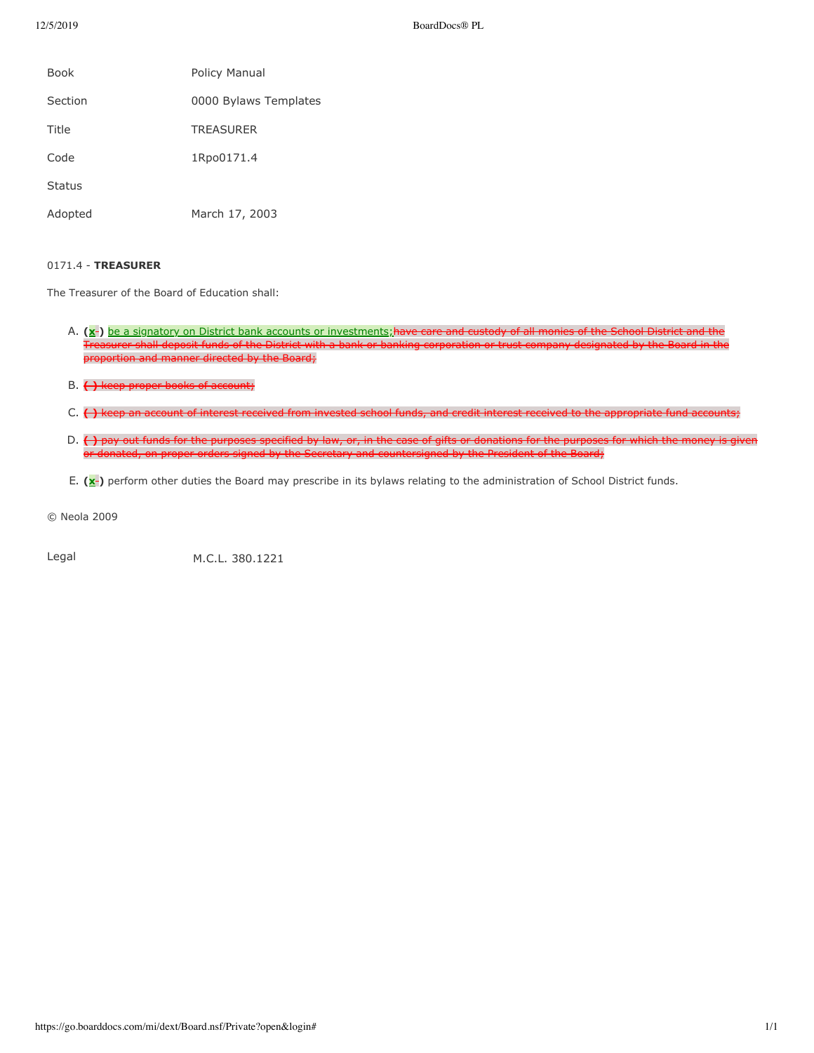| | |
|---|---|
| Book | Policy Manual |
| Section | 0000 Bylaws Templates |
| Title | TREASURER |
| Code | 1Rpo0171.4 |
| Status | |
| Adopted | March 17, 2003 |

0171.4 - **TREASURER**

The Treasurer of the Board of Education shall:

A. **(x)** be a signatory on District bank accounts or investments;~~have care and custody of all monies of the School District and the Treasurer shall deposit funds of the District with a bank or banking corporation or trust company designated by the Board in the proportion and manner directed by the Board;~~

B. ~~**( )** keep proper books of account;~~

C. ~~**( )** keep an account of interest received from invested school funds, and credit interest received to the appropriate fund accounts;~~

D. ~~**( )** pay out funds for the purposes specified by law, or, in the case of gifts or donations for the purposes for which the money is given or donated, on proper orders signed by the Secretary and countersigned by the President of the Board;~~

E. **(x)** perform other duties the Board may prescribe in its bylaws relating to the administration of School District funds.

© Neola 2009

| | |
|---|---|
| Legal | M.C.L. 380.1221 |